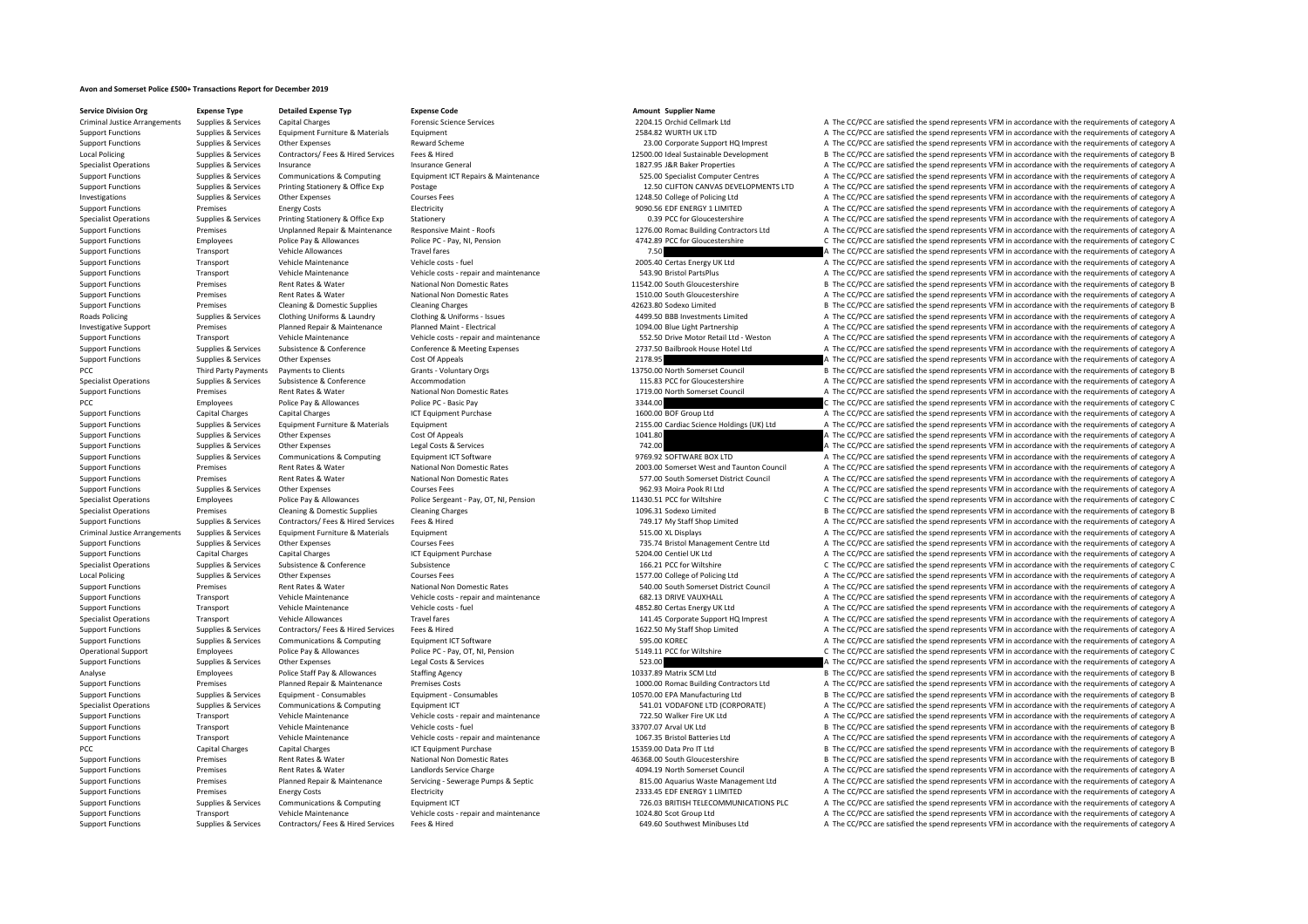# Avon and Somerset Police £500+ Transactions Report for December 2019

| Service Division Org | Expense Type | Detailed Expense Typ | Expense Code | Amount | Supplier Name | | |
|---|---|---|---|---|---|---|---|
| Criminal Justice Arrangements | Supplies & Services | Capital Charges | Forensic Science Services | 2204.15 | Orchid Cellmark Ltd | A | The CC/PCC are satisfied the spend represents VFM in accordance with the requirements of category A |
| Support Functions | Supplies & Services | Equipment Furniture & Materials | Equipment | 2584.82 | WURTH UK LTD | A | The CC/PCC are satisfied the spend represents VFM in accordance with the requirements of category A |
| Support Functions | Supplies & Services | Other Expenses | Reward Scheme | 23.00 | Corporate Support HQ Imprest | A | The CC/PCC are satisfied the spend represents VFM in accordance with the requirements of category A |
| Local Policing | Supplies & Services | Contractors/ Fees & Hired Services | Fees & Hired | 12500.00 | Ideal Sustainable Development | B | The CC/PCC are satisfied the spend represents VFM in accordance with the requirements of category B |
| Specialist Operations | Supplies & Services | Insurance | Insurance General | 1827.95 | J&R Baker Properties | A | The CC/PCC are satisfied the spend represents VFM in accordance with the requirements of category A |
| Support Functions | Supplies & Services | Communications & Computing | Equipment ICT Repairs & Maintenance | 525.00 | Specialist Computer Centres | A | The CC/PCC are satisfied the spend represents VFM in accordance with the requirements of category A |
| Support Functions | Supplies & Services | Printing Stationery & Office Exp | Postage | 12.50 | CLIFTON CANVAS DEVELOPMENTS LTD | A | The CC/PCC are satisfied the spend represents VFM in accordance with the requirements of category A |
| Investigations | Supplies & Services | Other Expenses | Courses Fees | 1248.50 | College of Policing Ltd | A | The CC/PCC are satisfied the spend represents VFM in accordance with the requirements of category A |
| Support Functions | Premises | Energy Costs | Electricity | 9090.56 | EDF ENERGY 1 LIMITED | A | The CC/PCC are satisfied the spend represents VFM in accordance with the requirements of category A |
| Specialist Operations | Supplies & Services | Printing Stationery & Office Exp | Stationery | 0.39 | PCC for Gloucestershire | A | The CC/PCC are satisfied the spend represents VFM in accordance with the requirements of category A |
| Support Functions | Premises | Unplanned Repair & Maintenance | Responsive Maint - Roofs | 1276.00 | Romac Building Contractors Ltd | A | The CC/PCC are satisfied the spend represents VFM in accordance with the requirements of category A |
| Support Functions | Employees | Police Pay & Allowances | Police PC - Pay, NI, Pension | 4742.89 | PCC for Gloucestershire | C | The CC/PCC are satisfied the spend represents VFM in accordance with the requirements of category C |
| Support Functions | Transport | Vehicle Allowances | Travel fares | 7.50 | | A | The CC/PCC are satisfied the spend represents VFM in accordance with the requirements of category A |
| Support Functions | Transport | Vehicle Maintenance | Vehicle costs - fuel | 2005.40 | Certas Energy UK Ltd | A | The CC/PCC are satisfied the spend represents VFM in accordance with the requirements of category A |
| Support Functions | Transport | Vehicle Maintenance | Vehicle costs - repair and maintenance | 543.90 | Bristol PartsPlus | A | The CC/PCC are satisfied the spend represents VFM in accordance with the requirements of category A |
| Support Functions | Premises | Rent Rates & Water | National Non Domestic Rates | 11542.00 | South Gloucestershire | B | The CC/PCC are satisfied the spend represents VFM in accordance with the requirements of category B |
| Support Functions | Premises | Rent Rates & Water | National Non Domestic Rates | 1510.00 | South Gloucestershire | A | The CC/PCC are satisfied the spend represents VFM in accordance with the requirements of category A |
| Support Functions | Premises | Cleaning & Domestic Supplies | Cleaning Charges | 42623.80 | Sodexo Limited | B | The CC/PCC are satisfied the spend represents VFM in accordance with the requirements of category B |
| Roads Policing | Supplies & Services | Clothing Uniforms & Laundry | Clothing & Uniforms - Issues | 4499.50 | BBB Investments Limited | A | The CC/PCC are satisfied the spend represents VFM in accordance with the requirements of category A |
| Investigative Support | Premises | Planned Repair & Maintenance | Planned Maint - Electrical | 1094.00 | Blue Light Partnership | A | The CC/PCC are satisfied the spend represents VFM in accordance with the requirements of category A |
| Support Functions | Transport | Vehicle Maintenance | Vehicle costs - repair and maintenance | 552.50 | Drive Motor Retail Ltd - Weston | A | The CC/PCC are satisfied the spend represents VFM in accordance with the requirements of category A |
| Support Functions | Supplies & Services | Subsistence & Conference | Conference & Meeting Expenses | 2737.50 | Bailbrook House Hotel Ltd | A | The CC/PCC are satisfied the spend represents VFM in accordance with the requirements of category A |
| Support Functions | Supplies & Services | Other Expenses | Cost Of Appeals | 2178.95 | | A | The CC/PCC are satisfied the spend represents VFM in accordance with the requirements of category A |
| PCC | Third Party Payments | Payments to Clients | Grants - Voluntary Orgs | 13750.00 | North Somerset Council | B | The CC/PCC are satisfied the spend represents VFM in accordance with the requirements of category B |
| Specialist Operations | Supplies & Services | Subsistence & Conference | Accommodation | 115.83 | PCC for Gloucestershire | A | The CC/PCC are satisfied the spend represents VFM in accordance with the requirements of category A |
| Support Functions | Premises | Rent Rates & Water | National Non Domestic Rates | 1719.00 | North Somerset Council | A | The CC/PCC are satisfied the spend represents VFM in accordance with the requirements of category A |
| PCC | Employees | Police Pay & Allowances | Police PC - Basic Pay | 3344.00 | | C | The CC/PCC are satisfied the spend represents VFM in accordance with the requirements of category C |
| Support Functions | Capital Charges | Capital Charges | ICT Equipment Purchase | 1600.00 | BOF Group Ltd | A | The CC/PCC are satisfied the spend represents VFM in accordance with the requirements of category A |
| Support Functions | Supplies & Services | Equipment Furniture & Materials | Equipment | 2155.00 | Cardiac Science Holdings (UK) Ltd | A | The CC/PCC are satisfied the spend represents VFM in accordance with the requirements of category A |
| Support Functions | Supplies & Services | Other Expenses | Cost Of Appeals | 1041.80 | | A | The CC/PCC are satisfied the spend represents VFM in accordance with the requirements of category A |
| Support Functions | Supplies & Services | Other Expenses | Legal Costs & Services | 742.00 | | A | The CC/PCC are satisfied the spend represents VFM in accordance with the requirements of category A |
| Support Functions | Supplies & Services | Communications & Computing | Equipment ICT Software | 9769.92 | SOFTWARE BOX LTD | A | The CC/PCC are satisfied the spend represents VFM in accordance with the requirements of category A |
| Support Functions | Premises | Rent Rates & Water | National Non Domestic Rates | 2003.00 | Somerset West and Taunton Council | A | The CC/PCC are satisfied the spend represents VFM in accordance with the requirements of category A |
| Support Functions | Premises | Rent Rates & Water | National Non Domestic Rates | 577.00 | South Somerset District Council | A | The CC/PCC are satisfied the spend represents VFM in accordance with the requirements of category A |
| Support Functions | Supplies & Services | Other Expenses | Courses Fees | 962.93 | Moira Pook RI Ltd | A | The CC/PCC are satisfied the spend represents VFM in accordance with the requirements of category A |
| Specialist Operations | Employees | Police Pay & Allowances | Police Sergeant - Pay, OT, NI, Pension | 11430.51 | PCC for Wiltshire | C | The CC/PCC are satisfied the spend represents VFM in accordance with the requirements of category C |
| Specialist Operations | Premises | Cleaning & Domestic Supplies | Cleaning Charges | 1096.31 | Sodexo Limited | B | The CC/PCC are satisfied the spend represents VFM in accordance with the requirements of category B |
| Support Functions | Supplies & Services | Contractors/ Fees & Hired Services | Fees & Hired | 749.17 | My Staff Shop Limited | A | The CC/PCC are satisfied the spend represents VFM in accordance with the requirements of category A |
| Criminal Justice Arrangements | Supplies & Services | Equipment Furniture & Materials | Equipment | 515.00 | XL Displays | A | The CC/PCC are satisfied the spend represents VFM in accordance with the requirements of category A |
| Support Functions | Supplies & Services | Other Expenses | Courses Fees | 735.74 | Bristol Management Centre Ltd | A | The CC/PCC are satisfied the spend represents VFM in accordance with the requirements of category A |
| Support Functions | Capital Charges | Capital Charges | ICT Equipment Purchase | 5204.00 | Centiel UK Ltd | A | The CC/PCC are satisfied the spend represents VFM in accordance with the requirements of category A |
| Specialist Operations | Supplies & Services | Subsistence & Conference | Subsistence | 166.21 | PCC for Wiltshire | C | The CC/PCC are satisfied the spend represents VFM in accordance with the requirements of category C |
| Local Policing | Supplies & Services | Other Expenses | Courses Fees | 1577.00 | College of Policing Ltd | A | The CC/PCC are satisfied the spend represents VFM in accordance with the requirements of category A |
| Support Functions | Premises | Rent Rates & Water | National Non Domestic Rates | 540.00 | South Somerset District Council | A | The CC/PCC are satisfied the spend represents VFM in accordance with the requirements of category A |
| Support Functions | Transport | Vehicle Maintenance | Vehicle costs - repair and maintenance | 682.13 | DRIVE VAUXHALL | A | The CC/PCC are satisfied the spend represents VFM in accordance with the requirements of category A |
| Support Functions | Transport | Vehicle Maintenance | Vehicle costs - fuel | 4852.80 | Certas Energy UK Ltd | A | The CC/PCC are satisfied the spend represents VFM in accordance with the requirements of category A |
| Specialist Operations | Transport | Vehicle Allowances | Travel fares | 141.45 | Corporate Support HQ Imprest | A | The CC/PCC are satisfied the spend represents VFM in accordance with the requirements of category A |
| Support Functions | Supplies & Services | Contractors/ Fees & Hired Services | Fees & Hired | 1622.50 | My Staff Shop Limited | A | The CC/PCC are satisfied the spend represents VFM in accordance with the requirements of category A |
| Support Functions | Supplies & Services | Communications & Computing | Equipment ICT Software | 595.00 | KOREC | A | The CC/PCC are satisfied the spend represents VFM in accordance with the requirements of category A |
| Operational Support | Employees | Police Pay & Allowances | Police PC - Pay, OT, NI, Pension | 5149.11 | PCC for Wiltshire | C | The CC/PCC are satisfied the spend represents VFM in accordance with the requirements of category C |
| Support Functions | Supplies & Services | Other Expenses | Legal Costs & Services | 523.00 | | A | The CC/PCC are satisfied the spend represents VFM in accordance with the requirements of category A |
| Analyse | Employees | Police Staff Pay & Allowances | Staffing Agency | 10337.89 | Matrix SCM Ltd | B | The CC/PCC are satisfied the spend represents VFM in accordance with the requirements of category B |
| Support Functions | Premises | Planned Repair & Maintenance | Premises Costs | 1000.00 | Romac Building Contractors Ltd | A | The CC/PCC are satisfied the spend represents VFM in accordance with the requirements of category A |
| Support Functions | Supplies & Services | Equipment - Consumables | Equipment - Consumables | 10570.00 | EPA Manufacturing Ltd | B | The CC/PCC are satisfied the spend represents VFM in accordance with the requirements of category B |
| Specialist Operations | Supplies & Services | Communications & Computing | Equipment ICT | 541.01 | VODAFONE LTD (CORPORATE) | A | The CC/PCC are satisfied the spend represents VFM in accordance with the requirements of category A |
| Support Functions | Transport | Vehicle Maintenance | Vehicle costs - repair and maintenance | 722.50 | Walker Fire UK Ltd | A | The CC/PCC are satisfied the spend represents VFM in accordance with the requirements of category A |
| Support Functions | Transport | Vehicle Maintenance | Vehicle costs - fuel | 33707.07 | Arval UK Ltd | B | The CC/PCC are satisfied the spend represents VFM in accordance with the requirements of category B |
| Support Functions | Transport | Vehicle Maintenance | Vehicle costs - repair and maintenance | 1067.35 | Bristol Batteries Ltd | A | The CC/PCC are satisfied the spend represents VFM in accordance with the requirements of category A |
| PCC | Capital Charges | Capital Charges | ICT Equipment Purchase | 15359.00 | Data Pro IT Ltd | B | The CC/PCC are satisfied the spend represents VFM in accordance with the requirements of category B |
| Support Functions | Premises | Rent Rates & Water | National Non Domestic Rates | 46368.00 | South Gloucestershire | B | The CC/PCC are satisfied the spend represents VFM in accordance with the requirements of category B |
| Support Functions | Premises | Rent Rates & Water | Landlords Service Charge | 4094.19 | North Somerset Council | A | The CC/PCC are satisfied the spend represents VFM in accordance with the requirements of category A |
| Support Functions | Premises | Planned Repair & Maintenance | Servicing - Sewerage Pumps & Septic | 815.00 | Aquarius Waste Management Ltd | A | The CC/PCC are satisfied the spend represents VFM in accordance with the requirements of category A |
| Support Functions | Premises | Energy Costs | Electricity | 2333.45 | EDF ENERGY 1 LIMITED | A | The CC/PCC are satisfied the spend represents VFM in accordance with the requirements of category A |
| Support Functions | Supplies & Services | Communications & Computing | Equipment ICT | 726.03 | BRITISH TELECOMMUNICATIONS PLC | A | The CC/PCC are satisfied the spend represents VFM in accordance with the requirements of category A |
| Support Functions | Transport | Vehicle Maintenance | Vehicle costs - repair and maintenance | 1024.80 | Scot Group Ltd | A | The CC/PCC are satisfied the spend represents VFM in accordance with the requirements of category A |
| Support Functions | Supplies & Services | Contractors/ Fees & Hired Services | Fees & Hired | 649.60 | Southwest Minibuses Ltd | A | The CC/PCC are satisfied the spend represents VFM in accordance with the requirements of category A |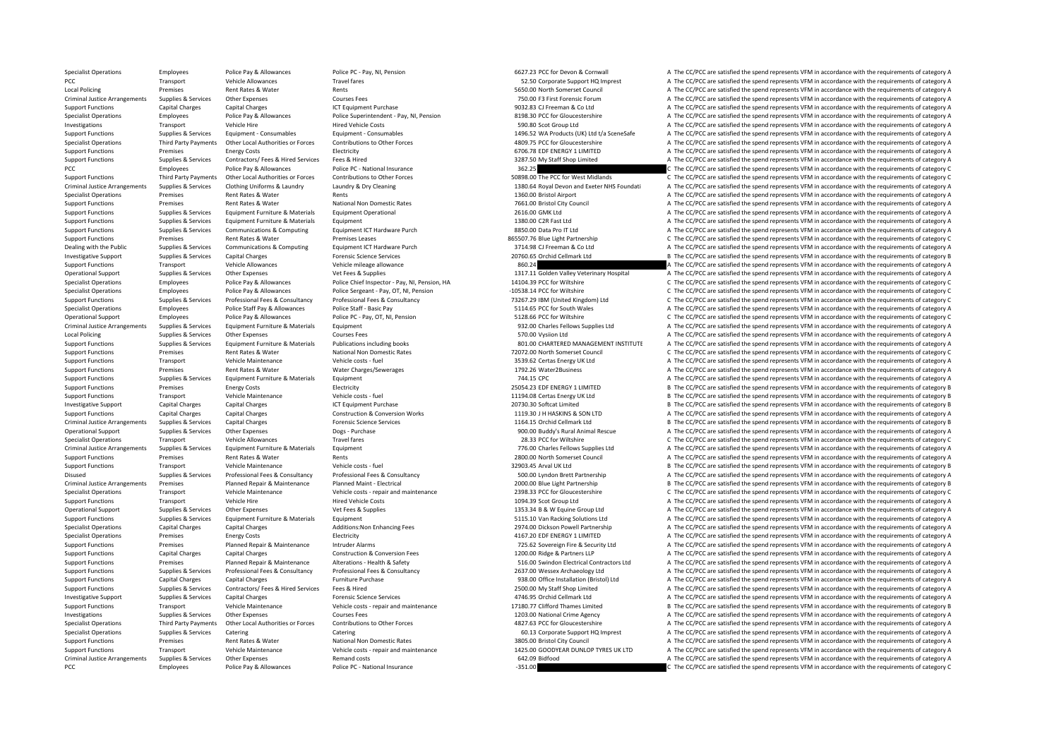| | | | | | | |
|---|---|---|---|---|---|---|
| Specialist Operations | Employees | Police Pay & Allowances | Police PC - Pay, NI, Pension | 6627.23 | PCC for Devon & Cornwall | A The CC/PCC are satisfied the spend represents VFM in accordance with the requirements of category A |
| PCC | Transport | Vehicle Allowances | Travel fares | 52.50 | Corporate Support HQ Imprest | A The CC/PCC are satisfied the spend represents VFM in accordance with the requirements of category A |
| Local Policing | Premises | Rent Rates & Water | Rents | 5650.00 | North Somerset Council | A The CC/PCC are satisfied the spend represents VFM in accordance with the requirements of category A |
| Criminal Justice Arrangements | Supplies & Services | Other Expenses | Courses Fees | 750.00 | F3 First Forensic Forum | A The CC/PCC are satisfied the spend represents VFM in accordance with the requirements of category A |
| Support Functions | Capital Charges | Capital Charges | ICT Equipment Purchase | 9032.83 | CJ Freeman & Co Ltd | A The CC/PCC are satisfied the spend represents VFM in accordance with the requirements of category A |
| Specialist Operations | Employees | Police Pay & Allowances | Police Superintendent - Pay, NI, Pension | 8198.30 | PCC for Gloucestershire | A The CC/PCC are satisfied the spend represents VFM in accordance with the requirements of category A |
| Investigations | Transport | Vehicle Hire | Hired Vehicle Costs | 590.80 | Scot Group Ltd | A The CC/PCC are satisfied the spend represents VFM in accordance with the requirements of category A |
| Support Functions | Supplies & Services | Equipment - Consumables | Equipment - Consumables | 1496.52 | WA Products (UK) Ltd t/a SceneSafe | A The CC/PCC are satisfied the spend represents VFM in accordance with the requirements of category A |
| Specialist Operations | Third Party Payments | Other Local Authorities or Forces | Contributions to Other Forces | 4809.75 | PCC for Gloucestershire | A The CC/PCC are satisfied the spend represents VFM in accordance with the requirements of category A |
| Support Functions | Premises | Energy Costs | Electricity | 6706.78 | EDF ENERGY 1 LIMITED | A The CC/PCC are satisfied the spend represents VFM in accordance with the requirements of category A |
| Support Functions | Supplies & Services | Contractors/ Fees & Hired Services | Fees & Hired | 3287.50 | My Staff Shop Limited | A The CC/PCC are satisfied the spend represents VFM in accordance with the requirements of category A |
| PCC | Employees | Police Pay & Allowances | Police PC - National Insurance | 362.25 | | C The CC/PCC are satisfied the spend represents VFM in accordance with the requirements of category C |
| Support Functions | Third Party Payments | Other Local Authorities or Forces | Contributions to Other Forces | 50898.00 | The PCC for West Midlands | C The CC/PCC are satisfied the spend represents VFM in accordance with the requirements of category C |
| Criminal Justice Arrangements | Supplies & Services | Clothing Uniforms & Laundry | Laundry & Dry Cleaning | 1380.64 | Royal Devon and Exeter NHS Foundati | A The CC/PCC are satisfied the spend represents VFM in accordance with the requirements of category A |
| Specialist Operations | Premises | Rent Rates & Water | Rents | 1360.00 | Bristol Airport | A The CC/PCC are satisfied the spend represents VFM in accordance with the requirements of category A |
| Support Functions | Premises | Rent Rates & Water | National Non Domestic Rates | 7661.00 | Bristol City Council | A The CC/PCC are satisfied the spend represents VFM in accordance with the requirements of category A |
| Support Functions | Supplies & Services | Equipment Furniture & Materials | Equipment Operational | 2616.00 | GMK Ltd | A The CC/PCC are satisfied the spend represents VFM in accordance with the requirements of category A |
| Support Functions | Supplies & Services | Equipment Furniture & Materials | Equipment | 1380.00 | C2R Fast Ltd | A The CC/PCC are satisfied the spend represents VFM in accordance with the requirements of category A |
| Support Functions | Supplies & Services | Communications & Computing | Equipment ICT Hardware Purch | 8850.00 | Data Pro IT Ltd | A The CC/PCC are satisfied the spend represents VFM in accordance with the requirements of category A |
| Support Functions | Premises | Rent Rates & Water | Premises Leases | 865507.76 | Blue Light Partnership | C The CC/PCC are satisfied the spend represents VFM in accordance with the requirements of category C |
| Dealing with the Public | Supplies & Services | Communications & Computing | Equipment ICT Hardware Purch | 3714.98 | CJ Freeman & Co Ltd | A The CC/PCC are satisfied the spend represents VFM in accordance with the requirements of category A |
| Investigative Support | Supplies & Services | Capital Charges | Forensic Science Services | 20760.65 | Orchid Cellmark Ltd | B The CC/PCC are satisfied the spend represents VFM in accordance with the requirements of category B |
| Support Functions | Transport | Vehicle Allowances | Vehicle mileage allowance | 860.24 | | A The CC/PCC are satisfied the spend represents VFM in accordance with the requirements of category A |
| Operational Support | Supplies & Services | Other Expenses | Vet Fees & Supplies | 1317.11 | Golden Valley Veterinary Hospital | A The CC/PCC are satisfied the spend represents VFM in accordance with the requirements of category A |
| Specialist Operations | Employees | Police Pay & Allowances | Police Chief Inspector - Pay, NI, Pension, HA | 14104.39 | PCC for Wiltshire | C The CC/PCC are satisfied the spend represents VFM in accordance with the requirements of category C |
| Specialist Operations | Employees | Police Pay & Allowances | Police Sergeant - Pay, OT, NI, Pension | -10538.14 | PCC for Wiltshire | C The CC/PCC are satisfied the spend represents VFM in accordance with the requirements of category C |
| Support Functions | Supplies & Services | Professional Fees & Consultancy | Professional Fees & Consultancy | 73267.29 | IBM (United Kingdom) Ltd | C The CC/PCC are satisfied the spend represents VFM in accordance with the requirements of category C |
| Specialist Operations | Employees | Police Staff Pay & Allowances | Police Staff - Basic Pay | 5114.65 | PCC for South Wales | A The CC/PCC are satisfied the spend represents VFM in accordance with the requirements of category A |
| Operational Support | Employees | Police Pay & Allowances | Police PC - Pay, OT, NI, Pension | 5128.66 | PCC for Wiltshire | C The CC/PCC are satisfied the spend represents VFM in accordance with the requirements of category C |
| Criminal Justice Arrangements | Supplies & Services | Equipment Furniture & Materials | Equipment | 932.00 | Charles Fellows Supplies Ltd | A The CC/PCC are satisfied the spend represents VFM in accordance with the requirements of category A |
| Local Policing | Supplies & Services | Other Expenses | Courses Fees | 570.00 | Vysiion Ltd | A The CC/PCC are satisfied the spend represents VFM in accordance with the requirements of category A |
| Support Functions | Supplies & Services | Equipment Furniture & Materials | Publications including books | 801.00 | CHARTERED MANAGEMENT INSTITUTE | A The CC/PCC are satisfied the spend represents VFM in accordance with the requirements of category A |
| Support Functions | Premises | Rent Rates & Water | National Non Domestic Rates | 72072.00 | North Somerset Council | C The CC/PCC are satisfied the spend represents VFM in accordance with the requirements of category C |
| Support Functions | Transport | Vehicle Maintenance | Vehicle costs - fuel | 3539.62 | Certas Energy UK Ltd | A The CC/PCC are satisfied the spend represents VFM in accordance with the requirements of category A |
| Support Functions | Premises | Rent Rates & Water | Water Charges/Sewerages | 1792.26 | Water2Business | A The CC/PCC are satisfied the spend represents VFM in accordance with the requirements of category A |
| Support Functions | Supplies & Services | Equipment Furniture & Materials | Equipment | 744.15 | CPC | A The CC/PCC are satisfied the spend represents VFM in accordance with the requirements of category A |
| Support Functions | Premises | Energy Costs | Electricity | 25054.23 | EDF ENERGY 1 LIMITED | B The CC/PCC are satisfied the spend represents VFM in accordance with the requirements of category B |
| Support Functions | Transport | Vehicle Maintenance | Vehicle costs - fuel | 11194.08 | Certas Energy UK Ltd | B The CC/PCC are satisfied the spend represents VFM in accordance with the requirements of category B |
| Investigative Support | Capital Charges | Capital Charges | ICT Equipment Purchase | 20730.30 | Softcat Limited | B The CC/PCC are satisfied the spend represents VFM in accordance with the requirements of category B |
| Support Functions | Capital Charges | Capital Charges | Construction & Conversion Works | 1119.30 | J H HASKINS & SON LTD | A The CC/PCC are satisfied the spend represents VFM in accordance with the requirements of category A |
| Criminal Justice Arrangements | Supplies & Services | Capital Charges | Forensic Science Services | 1164.15 | Orchid Cellmark Ltd | B The CC/PCC are satisfied the spend represents VFM in accordance with the requirements of category B |
| Operational Support | Supplies & Services | Other Expenses | Dogs - Purchase | 900.00 | Buddy's Rural Animal Rescue | A The CC/PCC are satisfied the spend represents VFM in accordance with the requirements of category A |
| Specialist Operations | Transport | Vehicle Allowances | Travel fares | 28.33 | PCC for Wiltshire | C The CC/PCC are satisfied the spend represents VFM in accordance with the requirements of category C |
| Criminal Justice Arrangements | Supplies & Services | Equipment Furniture & Materials | Equipment | 776.00 | Charles Fellows Supplies Ltd | A The CC/PCC are satisfied the spend represents VFM in accordance with the requirements of category A |
| Support Functions | Premises | Rent Rates & Water | Rents | 2800.00 | North Somerset Council | A The CC/PCC are satisfied the spend represents VFM in accordance with the requirements of category A |
| Support Functions | Transport | Vehicle Maintenance | Vehicle costs - fuel | 32903.45 | Arval UK Ltd | B The CC/PCC are satisfied the spend represents VFM in accordance with the requirements of category B |
| Disused | Supplies & Services | Professional Fees & Consultancy | Professional Fees & Consultancy | 500.00 | Lyndon Brett Partnership | A The CC/PCC are satisfied the spend represents VFM in accordance with the requirements of category A |
| Criminal Justice Arrangements | Premises | Planned Repair & Maintenance | Planned Maint - Electrical | 2000.00 | Blue Light Partnership | B The CC/PCC are satisfied the spend represents VFM in accordance with the requirements of category B |
| Specialist Operations | Transport | Vehicle Maintenance | Vehicle costs - repair and maintenance | 2398.33 | PCC for Gloucestershire | C The CC/PCC are satisfied the spend represents VFM in accordance with the requirements of category C |
| Support Functions | Transport | Vehicle Hire | Hired Vehicle Costs | 1094.39 | Scot Group Ltd | A The CC/PCC are satisfied the spend represents VFM in accordance with the requirements of category A |
| Operational Support | Supplies & Services | Other Expenses | Vet Fees & Supplies | 1353.34 | B & W Equine Group Ltd | A The CC/PCC are satisfied the spend represents VFM in accordance with the requirements of category A |
| Support Functions | Supplies & Services | Equipment Furniture & Materials | Equipment | 5115.10 | Van Racking Solutions Ltd | A The CC/PCC are satisfied the spend represents VFM in accordance with the requirements of category A |
| Specialist Operations | Capital Charges | Capital Charges | Additions:Non Enhancing Fees | 2974.00 | Dickson Powell Partnership | A The CC/PCC are satisfied the spend represents VFM in accordance with the requirements of category A |
| Specialist Operations | Premises | Energy Costs | Electricity | 4167.20 | EDF ENERGY 1 LIMITED | A The CC/PCC are satisfied the spend represents VFM in accordance with the requirements of category A |
| Support Functions | Premises | Planned Repair & Maintenance | Intruder Alarms | 725.62 | Sovereign Fire & Security Ltd | A The CC/PCC are satisfied the spend represents VFM in accordance with the requirements of category A |
| Support Functions | Capital Charges | Capital Charges | Construction & Conversion Fees | 1200.00 | Ridge & Partners LLP | A The CC/PCC are satisfied the spend represents VFM in accordance with the requirements of category A |
| Support Functions | Premises | Planned Repair & Maintenance | Alterations - Health & Safety | 516.00 | Swindon Electrical Contractors Ltd | A The CC/PCC are satisfied the spend represents VFM in accordance with the requirements of category A |
| Support Functions | Supplies & Services | Professional Fees & Consultancy | Professional Fees & Consultancy | 2637.00 | Wessex Archaeology Ltd | A The CC/PCC are satisfied the spend represents VFM in accordance with the requirements of category A |
| Support Functions | Capital Charges | Capital Charges | Furniture Purchase | 938.00 | Office Installation (Bristol) Ltd | A The CC/PCC are satisfied the spend represents VFM in accordance with the requirements of category A |
| Support Functions | Supplies & Services | Contractors/ Fees & Hired Services | Fees & Hired | 2500.00 | My Staff Shop Limited | A The CC/PCC are satisfied the spend represents VFM in accordance with the requirements of category A |
| Investigative Support | Supplies & Services | Capital Charges | Forensic Science Services | 4746.95 | Orchid Cellmark Ltd | A The CC/PCC are satisfied the spend represents VFM in accordance with the requirements of category A |
| Support Functions | Transport | Vehicle Maintenance | Vehicle costs - repair and maintenance | 17180.77 | Clifford Thames Limited | B The CC/PCC are satisfied the spend represents VFM in accordance with the requirements of category B |
| Investigations | Supplies & Services | Other Expenses | Courses Fees | 1203.00 | National Crime Agency | A The CC/PCC are satisfied the spend represents VFM in accordance with the requirements of category A |
| Specialist Operations | Third Party Payments | Other Local Authorities or Forces | Contributions to Other Forces | 4827.63 | PCC for Gloucestershire | A The CC/PCC are satisfied the spend represents VFM in accordance with the requirements of category A |
| Specialist Operations | Supplies & Services | Catering | Catering | 60.13 | Corporate Support HQ Imprest | A The CC/PCC are satisfied the spend represents VFM in accordance with the requirements of category A |
| Support Functions | Premises | Rent Rates & Water | National Non Domestic Rates | 3805.00 | Bristol City Council | A The CC/PCC are satisfied the spend represents VFM in accordance with the requirements of category A |
| Support Functions | Transport | Vehicle Maintenance | Vehicle costs - repair and maintenance | 1425.00 | GOODYEAR DUNLOP TYRES UK LTD | A The CC/PCC are satisfied the spend represents VFM in accordance with the requirements of category A |
| Criminal Justice Arrangements | Supplies & Services | Other Expenses | Remand costs | 642.09 | Bidfood | A The CC/PCC are satisfied the spend represents VFM in accordance with the requirements of category A |
| PCC | Employees | Police Pay & Allowances | Police PC - National Insurance | -351.00 | | C The CC/PCC are satisfied the spend represents VFM in accordance with the requirements of category C |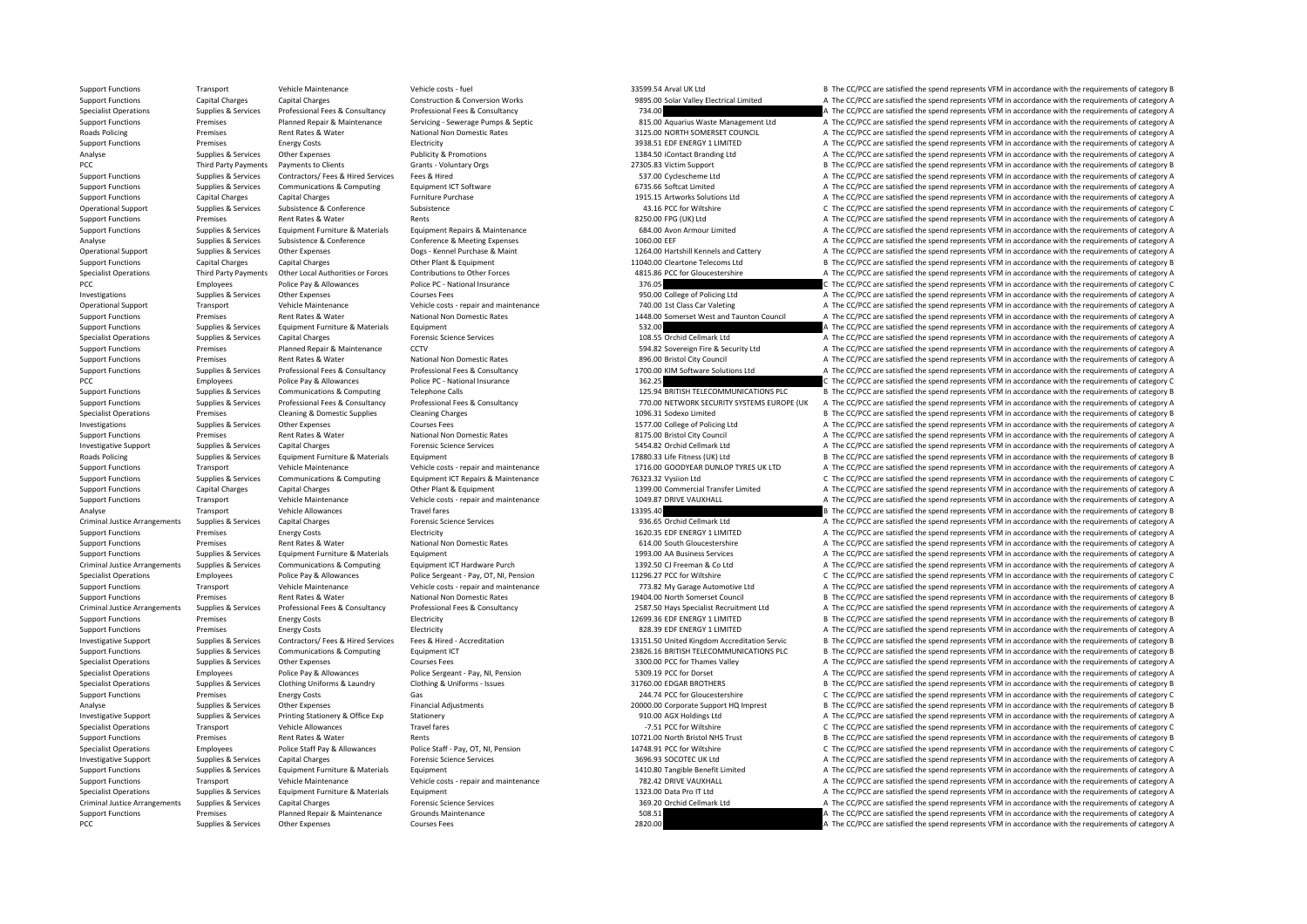| | | | | | | |
|---|---|---|---|---|---|---|
| Support Functions | Transport | Vehicle Maintenance | Vehicle costs - fuel | 33599.54 | Arval UK Ltd | B The CC/PCC are satisfied the spend represents VFM in accordance with the requirements of category B |
| Support Functions | Capital Charges | Capital Charges | Construction & Conversion Works | 9895.00 | Solar Valley Electrical Limited | A The CC/PCC are satisfied the spend represents VFM in accordance with the requirements of category A |
| Specialist Operations | Supplies & Services | Professional Fees & Consultancy | Professional Fees & Consultancy | 734.00 | | A The CC/PCC are satisfied the spend represents VFM in accordance with the requirements of category A |
| Support Functions | Premises | Planned Repair & Maintenance | Servicing - Sewerage Pumps & Septic | 815.00 | Aquarius Waste Management Ltd | A The CC/PCC are satisfied the spend represents VFM in accordance with the requirements of category A |
| Roads Policing | Premises | Rent Rates & Water | National Non Domestic Rates | 3125.00 | NORTH SOMERSET COUNCIL | A The CC/PCC are satisfied the spend represents VFM in accordance with the requirements of category A |
| Support Functions | Premises | Energy Costs | Electricity | 3938.51 | EDF ENERGY 1 LIMITED | A The CC/PCC are satisfied the spend represents VFM in accordance with the requirements of category A |
| Analyse | Supplies & Services | Other Expenses | Publicity & Promotions | 1384.50 | iContact Branding Ltd | A The CC/PCC are satisfied the spend represents VFM in accordance with the requirements of category A |
| PCC | Third Party Payments | Payments to Clients | Grants - Voluntary Orgs | 27305.83 | Victim Support | B The CC/PCC are satisfied the spend represents VFM in accordance with the requirements of category B |
| Support Functions | Supplies & Services | Contractors/ Fees & Hired Services | Fees & Hired | 537.00 | Cyclescheme Ltd | A The CC/PCC are satisfied the spend represents VFM in accordance with the requirements of category A |
| Support Functions | Supplies & Services | Communications & Computing | Equipment ICT Software | 6735.66 | Softcat Limited | A The CC/PCC are satisfied the spend represents VFM in accordance with the requirements of category A |
| Support Functions | Capital Charges | Capital Charges | Furniture Purchase | 1915.15 | Artworks Solutions Ltd | A The CC/PCC are satisfied the spend represents VFM in accordance with the requirements of category A |
| Operational Support | Supplies & Services | Subsistence & Conference | Subsistence | 43.16 | PCC for Wiltshire | C The CC/PCC are satisfied the spend represents VFM in accordance with the requirements of category C |
| Support Functions | Premises | Rent Rates & Water | Rents | 8250.00 | FPG (UK) Ltd | A The CC/PCC are satisfied the spend represents VFM in accordance with the requirements of category A |
| Support Functions | Supplies & Services | Equipment Furniture & Materials | Equipment Repairs & Maintenance | 684.00 | Avon Armour Limited | A The CC/PCC are satisfied the spend represents VFM in accordance with the requirements of category A |
| Analyse | Supplies & Services | Subsistence & Conference | Conference & Meeting Expenses | 1060.00 | EEF | A The CC/PCC are satisfied the spend represents VFM in accordance with the requirements of category A |
| Operational Support | Supplies & Services | Other Expenses | Dogs - Kennel Purchase & Maint | 1264.00 | Hartshill Kennels and Cattery | A The CC/PCC are satisfied the spend represents VFM in accordance with the requirements of category A |
| Support Functions | Capital Charges | Capital Charges | Other Plant & Equipment | 11040.00 | Cleartone Telecoms Ltd | B The CC/PCC are satisfied the spend represents VFM in accordance with the requirements of category B |
| Specialist Operations | Third Party Payments | Other Local Authorities or Forces | Contributions to Other Forces | 4815.86 | PCC for Gloucestershire | A The CC/PCC are satisfied the spend represents VFM in accordance with the requirements of category A |
| PCC | Employees | Police Pay & Allowances | Police PC - National Insurance | 376.05 | | C The CC/PCC are satisfied the spend represents VFM in accordance with the requirements of category C |
| Investigations | Supplies & Services | Other Expenses | Courses Fees | 950.00 | College of Policing Ltd | A The CC/PCC are satisfied the spend represents VFM in accordance with the requirements of category A |
| Operational Support | Transport | Vehicle Maintenance | Vehicle costs - repair and maintenance | 740.00 | 1st Class Car Valeting | A The CC/PCC are satisfied the spend represents VFM in accordance with the requirements of category A |
| Support Functions | Premises | Rent Rates & Water | National Non Domestic Rates | 1448.00 | Somerset West and Taunton Council | A The CC/PCC are satisfied the spend represents VFM in accordance with the requirements of category A |
| Support Functions | Supplies & Services | Equipment Furniture & Materials | Equipment | 532.00 | | A The CC/PCC are satisfied the spend represents VFM in accordance with the requirements of category A |
| Specialist Operations | Supplies & Services | Capital Charges | Forensic Science Services | 108.55 | Orchid Cellmark Ltd | A The CC/PCC are satisfied the spend represents VFM in accordance with the requirements of category A |
| Support Functions | Premises | Planned Repair & Maintenance | CCTV | 594.82 | Sovereign Fire & Security Ltd | A The CC/PCC are satisfied the spend represents VFM in accordance with the requirements of category A |
| Support Functions | Premises | Rent Rates & Water | National Non Domestic Rates | 896.00 | Bristol City Council | A The CC/PCC are satisfied the spend represents VFM in accordance with the requirements of category A |
| Support Functions | Supplies & Services | Professional Fees & Consultancy | Professional Fees & Consultancy | 1700.00 | KIM Software Solutions Ltd | A The CC/PCC are satisfied the spend represents VFM in accordance with the requirements of category A |
| PCC | Employees | Police Pay & Allowances | Police PC - National Insurance | 362.25 | | C The CC/PCC are satisfied the spend represents VFM in accordance with the requirements of category C |
| Support Functions | Supplies & Services | Communications & Computing | Telephone Calls | 125.94 | BRITISH TELECOMMUNICATIONS PLC | B The CC/PCC are satisfied the spend represents VFM in accordance with the requirements of category B |
| Support Functions | Supplies & Services | Professional Fees & Consultancy | Professional Fees & Consultancy | 770.00 | NETWORK SECURITY SYSTEMS EUROPE (UK | A The CC/PCC are satisfied the spend represents VFM in accordance with the requirements of category A |
| Specialist Operations | Premises | Cleaning & Domestic Supplies | Cleaning Charges | 1096.31 | Sodexo Limited | B The CC/PCC are satisfied the spend represents VFM in accordance with the requirements of category B |
| Investigations | Supplies & Services | Other Expenses | Courses Fees | 1577.00 | College of Policing Ltd | A The CC/PCC are satisfied the spend represents VFM in accordance with the requirements of category A |
| Support Functions | Premises | Rent Rates & Water | National Non Domestic Rates | 8175.00 | Bristol City Council | A The CC/PCC are satisfied the spend represents VFM in accordance with the requirements of category A |
| Investigative Support | Supplies & Services | Capital Charges | Forensic Science Services | 5454.82 | Orchid Cellmark Ltd | A The CC/PCC are satisfied the spend represents VFM in accordance with the requirements of category A |
| Roads Policing | Supplies & Services | Equipment Furniture & Materials | Equipment | 17880.33 | Life Fitness (UK) Ltd | B The CC/PCC are satisfied the spend represents VFM in accordance with the requirements of category B |
| Support Functions | Transport | Vehicle Maintenance | Vehicle costs - repair and maintenance | 1716.00 | GOODYEAR DUNLOP TYRES UK LTD | A The CC/PCC are satisfied the spend represents VFM in accordance with the requirements of category A |
| Support Functions | Supplies & Services | Communications & Computing | Equipment ICT Repairs & Maintenance | 76323.32 | Vysiion Ltd | C The CC/PCC are satisfied the spend represents VFM in accordance with the requirements of category C |
| Support Functions | Capital Charges | Capital Charges | Other Plant & Equipment | 1399.00 | Commercial Transfer Limited | A The CC/PCC are satisfied the spend represents VFM in accordance with the requirements of category A |
| Support Functions | Transport | Vehicle Maintenance | Vehicle costs - repair and maintenance | 1049.87 | DRIVE VAUXHALL | A The CC/PCC are satisfied the spend represents VFM in accordance with the requirements of category A |
| Analyse | Transport | Vehicle Allowances | Travel fares | 13395.40 | | B The CC/PCC are satisfied the spend represents VFM in accordance with the requirements of category B |
| Criminal Justice Arrangements | Supplies & Services | Capital Charges | Forensic Science Services | 936.65 | Orchid Cellmark Ltd | A The CC/PCC are satisfied the spend represents VFM in accordance with the requirements of category A |
| Support Functions | Premises | Energy Costs | Electricity | 1620.35 | EDF ENERGY 1 LIMITED | A The CC/PCC are satisfied the spend represents VFM in accordance with the requirements of category A |
| Support Functions | Premises | Rent Rates & Water | National Non Domestic Rates | 614.00 | South Gloucestershire | A The CC/PCC are satisfied the spend represents VFM in accordance with the requirements of category A |
| Support Functions | Supplies & Services | Equipment Furniture & Materials | Equipment | 1993.00 | AA Business Services | A The CC/PCC are satisfied the spend represents VFM in accordance with the requirements of category A |
| Criminal Justice Arrangements | Supplies & Services | Communications & Computing | Equipment ICT Hardware Purch | 1392.50 | CJ Freeman & Co Ltd | A The CC/PCC are satisfied the spend represents VFM in accordance with the requirements of category A |
| Specialist Operations | Employees | Police Pay & Allowances | Police Sergeant - Pay, OT, NI, Pension | 11296.27 | PCC for Wiltshire | C The CC/PCC are satisfied the spend represents VFM in accordance with the requirements of category C |
| Support Functions | Transport | Vehicle Maintenance | Vehicle costs - repair and maintenance | 773.82 | My Garage Automotive Ltd | A The CC/PCC are satisfied the spend represents VFM in accordance with the requirements of category A |
| Support Functions | Premises | Rent Rates & Water | National Non Domestic Rates | 19404.00 | North Somerset Council | B The CC/PCC are satisfied the spend represents VFM in accordance with the requirements of category B |
| Criminal Justice Arrangements | Supplies & Services | Professional Fees & Consultancy | Professional Fees & Consultancy | 2587.50 | Hays Specialist Recruitment Ltd | A The CC/PCC are satisfied the spend represents VFM in accordance with the requirements of category A |
| Support Functions | Premises | Energy Costs | Electricity | 12699.36 | EDF ENERGY 1 LIMITED | B The CC/PCC are satisfied the spend represents VFM in accordance with the requirements of category B |
| Support Functions | Premises | Energy Costs | Electricity | 828.39 | EDF ENERGY 1 LIMITED | A The CC/PCC are satisfied the spend represents VFM in accordance with the requirements of category A |
| Investigative Support | Supplies & Services | Contractors/ Fees & Hired Services | Fees & Hired - Accreditation | 13151.50 | United Kingdom Accreditation Servic | B The CC/PCC are satisfied the spend represents VFM in accordance with the requirements of category B |
| Support Functions | Supplies & Services | Communications & Computing | Equipment ICT | 23826.16 | BRITISH TELECOMMUNICATIONS PLC | B The CC/PCC are satisfied the spend represents VFM in accordance with the requirements of category B |
| Specialist Operations | Supplies & Services | Other Expenses | Courses Fees | 3300.00 | PCC for Thames Valley | A The CC/PCC are satisfied the spend represents VFM in accordance with the requirements of category A |
| Specialist Operations | Employees | Police Pay & Allowances | Police Sergeant - Pay, NI, Pension | 5309.19 | PCC for Dorset | A The CC/PCC are satisfied the spend represents VFM in accordance with the requirements of category A |
| Specialist Operations | Supplies & Services | Clothing Uniforms & Laundry | Clothing & Uniforms - Issues | 31760.00 | EDGAR BROTHERS | B The CC/PCC are satisfied the spend represents VFM in accordance with the requirements of category B |
| Support Functions | Premises | Energy Costs | Gas | 244.74 | PCC for Gloucestershire | C The CC/PCC are satisfied the spend represents VFM in accordance with the requirements of category C |
| Analyse | Supplies & Services | Other Expenses | Financial Adjustments | 20000.00 | Corporate Support HQ Imprest | B The CC/PCC are satisfied the spend represents VFM in accordance with the requirements of category B |
| Investigative Support | Supplies & Services | Printing Stationery & Office Exp | Stationery | 910.00 | AGX Holdings Ltd | A The CC/PCC are satisfied the spend represents VFM in accordance with the requirements of category A |
| Specialist Operations | Transport | Vehicle Allowances | Travel fares | -7.51 | PCC for Wiltshire | C The CC/PCC are satisfied the spend represents VFM in accordance with the requirements of category C |
| Support Functions | Premises | Rent Rates & Water | Rents | 10721.00 | North Bristol NHS Trust | B The CC/PCC are satisfied the spend represents VFM in accordance with the requirements of category B |
| Specialist Operations | Employees | Police Staff Pay & Allowances | Police Staff - Pay, OT, NI, Pension | 14748.91 | PCC for Wiltshire | C The CC/PCC are satisfied the spend represents VFM in accordance with the requirements of category C |
| Investigative Support | Supplies & Services | Capital Charges | Forensic Science Services | 3696.93 | SOCOTEC UK Ltd | A The CC/PCC are satisfied the spend represents VFM in accordance with the requirements of category A |
| Support Functions | Supplies & Services | Equipment Furniture & Materials | Equipment | 1410.80 | Tangible Benefit Limited | A The CC/PCC are satisfied the spend represents VFM in accordance with the requirements of category A |
| Support Functions | Transport | Vehicle Maintenance | Vehicle costs - repair and maintenance | 782.42 | DRIVE VAUXHALL | A The CC/PCC are satisfied the spend represents VFM in accordance with the requirements of category A |
| Specialist Operations | Supplies & Services | Equipment Furniture & Materials | Equipment | 1323.00 | Data Pro IT Ltd | A The CC/PCC are satisfied the spend represents VFM in accordance with the requirements of category A |
| Criminal Justice Arrangements | Supplies & Services | Capital Charges | Forensic Science Services | 369.20 | Orchid Cellmark Ltd | A The CC/PCC are satisfied the spend represents VFM in accordance with the requirements of category A |
| Support Functions | Premises | Planned Repair & Maintenance | Grounds Maintenance | 508.51 | | A The CC/PCC are satisfied the spend represents VFM in accordance with the requirements of category A |
| PCC | Supplies & Services | Other Expenses | Courses Fees | 2820.00 | | A The CC/PCC are satisfied the spend represents VFM in accordance with the requirements of category A |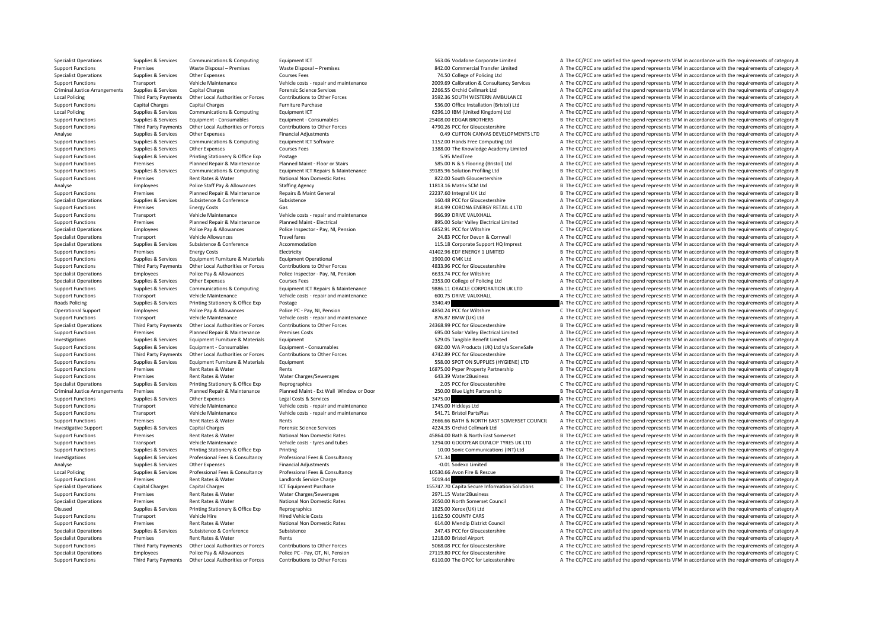| Specialist Operations | Supplies & Services | Communications & Computing | Equipment ICT | 563.06 | Vodafone Corporate Limited | A | The CC/PCC are satisfied the spend represents VFM in accordance with the requirements of category A |
|---|---|---|---|---|---|---|---|
| Support Functions | Premises | Waste Disposal – Premises | Waste Disposal – Premises | 842.00 | Commercial Transfer Limited | A | The CC/PCC are satisfied the spend represents VFM in accordance with the requirements of category A |
| Specialist Operations | Supplies & Services | Other Expenses | Courses Fees | 74.50 | College of Policing Ltd | A | The CC/PCC are satisfied the spend represents VFM in accordance with the requirements of category A |
| Support Functions | Transport | Vehicle Maintenance | Vehicle costs - repair and maintenance | 2009.69 | Calibration & Consultancy Services | A | The CC/PCC are satisfied the spend represents VFM in accordance with the requirements of category A |
| Criminal Justice Arrangements | Supplies & Services | Capital Charges | Forensic Science Services | 2266.55 | Orchid Cellmark Ltd | A | The CC/PCC are satisfied the spend represents VFM in accordance with the requirements of category A |
| Local Policing | Third Party Payments | Other Local Authorities or Forces | Contributions to Other Forces | 3592.36 | SOUTH WESTERN AMBULANCE | A | The CC/PCC are satisfied the spend represents VFM in accordance with the requirements of category A |
| Support Functions | Capital Charges | Capital Charges | Furniture Purchase | 536.00 | Office Installation (Bristol) Ltd | A | The CC/PCC are satisfied the spend represents VFM in accordance with the requirements of category A |
| Local Policing | Supplies & Services | Communications & Computing | Equipment ICT | 6296.10 | IBM (United Kingdom) Ltd | A | The CC/PCC are satisfied the spend represents VFM in accordance with the requirements of category A |
| Support Functions | Supplies & Services | Equipment - Consumables | Equipment - Consumables | 25408.00 | EDGAR BROTHERS | B | The CC/PCC are satisfied the spend represents VFM in accordance with the requirements of category B |
| Support Functions | Third Party Payments | Other Local Authorities or Forces | Contributions to Other Forces | 4790.26 | PCC for Gloucestershire | A | The CC/PCC are satisfied the spend represents VFM in accordance with the requirements of category A |
| Analyse | Supplies & Services | Other Expenses | Financial Adjustments | 0.49 | CLIFTON CANVAS DEVELOPMENTS LTD | A | The CC/PCC are satisfied the spend represents VFM in accordance with the requirements of category A |
| Support Functions | Supplies & Services | Communications & Computing | Equipment ICT Software | 1152.00 | Hands Free Computing Ltd | A | The CC/PCC are satisfied the spend represents VFM in accordance with the requirements of category A |
| Support Functions | Supplies & Services | Other Expenses | Courses Fees | 1388.00 | The Knowledge Academy Limited | A | The CC/PCC are satisfied the spend represents VFM in accordance with the requirements of category A |
| Support Functions | Supplies & Services | Printing Stationery & Office Exp | Postage | 5.95 | MedTree | A | The CC/PCC are satisfied the spend represents VFM in accordance with the requirements of category A |
| Support Functions | Premises | Planned Repair & Maintenance | Planned Maint - Floor or Stairs | 585.00 | N & S Flooring (Bristol) Ltd | A | The CC/PCC are satisfied the spend represents VFM in accordance with the requirements of category A |
| Support Functions | Supplies & Services | Communications & Computing | Equipment ICT Repairs & Maintenance | 39185.96 | Solution Profiling Ltd | B | The CC/PCC are satisfied the spend represents VFM in accordance with the requirements of category B |
| Support Functions | Premises | Rent Rates & Water | National Non Domestic Rates | 822.00 | South Gloucestershire | A | The CC/PCC are satisfied the spend represents VFM in accordance with the requirements of category A |
| Analyse | Employees | Police Staff Pay & Allowances | Staffing Agency | 11813.16 | Matrix SCM Ltd | B | The CC/PCC are satisfied the spend represents VFM in accordance with the requirements of category B |
| Support Functions | Premises | Planned Repair & Maintenance | Repairs & Maint General | 22237.60 | Integral UK Ltd | B | The CC/PCC are satisfied the spend represents VFM in accordance with the requirements of category B |
| Specialist Operations | Supplies & Services | Subsistence & Conference | Subsistence | 160.48 | PCC for Gloucestershire | A | The CC/PCC are satisfied the spend represents VFM in accordance with the requirements of category A |
| Support Functions | Premises | Energy Costs | Gas | 814.99 | CORONA ENERGY RETAIL 4 LTD | A | The CC/PCC are satisfied the spend represents VFM in accordance with the requirements of category A |
| Support Functions | Transport | Vehicle Maintenance | Vehicle costs - repair and maintenance | 966.99 | DRIVE VAUXHALL | A | The CC/PCC are satisfied the spend represents VFM in accordance with the requirements of category A |
| Support Functions | Premises | Planned Repair & Maintenance | Planned Maint - Electrical | 895.00 | Solar Valley Electrical Limited | A | The CC/PCC are satisfied the spend represents VFM in accordance with the requirements of category A |
| Specialist Operations | Employees | Police Pay & Allowances | Police Inspector - Pay, NI, Pension | 6852.91 | PCC for Wiltshire | C | The CC/PCC are satisfied the spend represents VFM in accordance with the requirements of category C |
| Specialist Operations | Transport | Vehicle Allowances | Travel fares | 24.83 | PCC for Devon & Cornwall | A | The CC/PCC are satisfied the spend represents VFM in accordance with the requirements of category A |
| Specialist Operations | Supplies & Services | Subsistence & Conference | Accommodation | 115.18 | Corporate Support HQ Imprest | A | The CC/PCC are satisfied the spend represents VFM in accordance with the requirements of category A |
| Support Functions | Premises | Energy Costs | Electricity | 41402.96 | EDF ENERGY 1 LIMITED | B | The CC/PCC are satisfied the spend represents VFM in accordance with the requirements of category B |
| Support Functions | Supplies & Services | Equipment Furniture & Materials | Equipment Operational | 1900.00 | GMK Ltd | A | The CC/PCC are satisfied the spend represents VFM in accordance with the requirements of category A |
| Support Functions | Third Party Payments | Other Local Authorities or Forces | Contributions to Other Forces | 4833.96 | PCC for Gloucestershire | A | The CC/PCC are satisfied the spend represents VFM in accordance with the requirements of category A |
| Specialist Operations | Employees | Police Pay & Allowances | Police Inspector - Pay, NI, Pension | 6633.74 | PCC for Wiltshire | A | The CC/PCC are satisfied the spend represents VFM in accordance with the requirements of category A |
| Specialist Operations | Supplies & Services | Other Expenses | Courses Fees | 2353.00 | College of Policing Ltd | A | The CC/PCC are satisfied the spend represents VFM in accordance with the requirements of category A |
| Support Functions | Supplies & Services | Communications & Computing | Equipment ICT Repairs & Maintenance | 9886.11 | ORACLE CORPORATION UK LTD | A | The CC/PCC are satisfied the spend represents VFM in accordance with the requirements of category A |
| Support Functions | Transport | Vehicle Maintenance | Vehicle costs - repair and maintenance | 600.75 | DRIVE VAUXHALL | A | The CC/PCC are satisfied the spend represents VFM in accordance with the requirements of category A |
| Roads Policing | Supplies & Services | Printing Stationery & Office Exp | Postage | 3340.49 | | A | The CC/PCC are satisfied the spend represents VFM in accordance with the requirements of category A |
| Operational Support | Employees | Police Pay & Allowances | Police PC - Pay, NI, Pension | 4850.24 | PCC for Wiltshire | C | The CC/PCC are satisfied the spend represents VFM in accordance with the requirements of category C |
| Support Functions | Transport | Vehicle Maintenance | Vehicle costs - repair and maintenance | 876.87 | BMW (UK) Ltd | A | The CC/PCC are satisfied the spend represents VFM in accordance with the requirements of category A |
| Specialist Operations | Third Party Payments | Other Local Authorities or Forces | Contributions to Other Forces | 24368.99 | PCC for Gloucestershire | B | The CC/PCC are satisfied the spend represents VFM in accordance with the requirements of category B |
| Support Functions | Premises | Planned Repair & Maintenance | Premises Costs | 695.00 | Solar Valley Electrical Limited | A | The CC/PCC are satisfied the spend represents VFM in accordance with the requirements of category A |
| Investigations | Supplies & Services | Equipment Furniture & Materials | Equipment | 529.05 | Tangible Benefit Limited | A | The CC/PCC are satisfied the spend represents VFM in accordance with the requirements of category A |
| Support Functions | Supplies & Services | Equipment - Consumables | Equipment - Consumables | 692.00 | WA Products (UK) Ltd t/a SceneSafe | A | The CC/PCC are satisfied the spend represents VFM in accordance with the requirements of category A |
| Support Functions | Third Party Payments | Other Local Authorities or Forces | Contributions to Other Forces | 4742.89 | PCC for Gloucestershire | A | The CC/PCC are satisfied the spend represents VFM in accordance with the requirements of category A |
| Support Functions | Supplies & Services | Equipment Furniture & Materials | Equipment | 558.00 | SPOT ON SUPPLIES (HYGIENE) LTD | A | The CC/PCC are satisfied the spend represents VFM in accordance with the requirements of category A |
| Support Functions | Premises | Rent Rates & Water | Rents | 16875.00 | Pyper Property Partnership | B | The CC/PCC are satisfied the spend represents VFM in accordance with the requirements of category B |
| Support Functions | Premises | Rent Rates & Water | Water Charges/Sewerages | 643.39 | Water2Business | A | The CC/PCC are satisfied the spend represents VFM in accordance with the requirements of category A |
| Specialist Operations | Supplies & Services | Printing Stationery & Office Exp | Reprographics | 2.05 | PCC for Gloucestershire | C | The CC/PCC are satisfied the spend represents VFM in accordance with the requirements of category C |
| Criminal Justice Arrangements | Premises | Planned Repair & Maintenance | Planned Maint - Ext Wall Window or Door | 250.00 | Blue Light Partnership | B | The CC/PCC are satisfied the spend represents VFM in accordance with the requirements of category B |
| Support Functions | Supplies & Services | Other Expenses | Legal Costs & Services | 3475.00 | | A | The CC/PCC are satisfied the spend represents VFM in accordance with the requirements of category A |
| Support Functions | Transport | Vehicle Maintenance | Vehicle costs - repair and maintenance | 1745.00 | Hickleys Ltd | A | The CC/PCC are satisfied the spend represents VFM in accordance with the requirements of category A |
| Support Functions | Transport | Vehicle Maintenance | Vehicle costs - repair and maintenance | 541.71 | Bristol PartsPlus | A | The CC/PCC are satisfied the spend represents VFM in accordance with the requirements of category A |
| Support Functions | Premises | Rent Rates & Water | Rents | 2666.66 | BATH & NORTH EAST SOMERSET COUNCIL | A | The CC/PCC are satisfied the spend represents VFM in accordance with the requirements of category A |
| Investigative Support | Supplies & Services | Capital Charges | Forensic Science Services | 4224.35 | Orchid Cellmark Ltd | A | The CC/PCC are satisfied the spend represents VFM in accordance with the requirements of category A |
| Support Functions | Premises | Rent Rates & Water | National Non Domestic Rates | 45864.00 | Bath & North East Somerset | B | The CC/PCC are satisfied the spend represents VFM in accordance with the requirements of category B |
| Support Functions | Transport | Vehicle Maintenance | Vehicle costs - tyres and tubes | 1294.00 | GOODYEAR DUNLOP TYRES UK LTD | A | The CC/PCC are satisfied the spend represents VFM in accordance with the requirements of category A |
| Support Functions | Supplies & Services | Printing Stationery & Office Exp | Printing | 10.00 | Sonic Communications (INT) Ltd | A | The CC/PCC are satisfied the spend represents VFM in accordance with the requirements of category A |
| Investigations | Supplies & Services | Professional Fees & Consultancy | Professional Fees & Consultancy | 571.34 | | A | The CC/PCC are satisfied the spend represents VFM in accordance with the requirements of category A |
| Analyse | Supplies & Services | Other Expenses | Financial Adjustments | -0.01 | Sodexo Limited | B | The CC/PCC are satisfied the spend represents VFM in accordance with the requirements of category B |
| Local Policing | Supplies & Services | Professional Fees & Consultancy | Professional Fees & Consultancy | 10530.66 | Avon Fire & Rescue | B | The CC/PCC are satisfied the spend represents VFM in accordance with the requirements of category B |
| Support Functions | Premises | Rent Rates & Water | Landlords Service Charge | 5019.44 | | A | The CC/PCC are satisfied the spend represents VFM in accordance with the requirements of category A |
| Specialist Operations | Capital Charges | Capital Charges | ICT Equipment Purchase | 155747.70 | Capita Secure Information Solutions | C | The CC/PCC are satisfied the spend represents VFM in accordance with the requirements of category C |
| Support Functions | Premises | Rent Rates & Water | Water Charges/Sewerages | 2971.15 | Water2Business | A | The CC/PCC are satisfied the spend represents VFM in accordance with the requirements of category A |
| Specialist Operations | Premises | Rent Rates & Water | National Non Domestic Rates | 2050.00 | North Somerset Council | A | The CC/PCC are satisfied the spend represents VFM in accordance with the requirements of category A |
| Disused | Supplies & Services | Printing Stationery & Office Exp | Reprographics | 1825.00 | Xerox (UK) Ltd | A | The CC/PCC are satisfied the spend represents VFM in accordance with the requirements of category A |
| Support Functions | Transport | Vehicle Hire | Hired Vehicle Costs | 1162.50 | COUNTY CARS | A | The CC/PCC are satisfied the spend represents VFM in accordance with the requirements of category A |
| Support Functions | Premises | Rent Rates & Water | National Non Domestic Rates | 614.00 | Mendip District Council | A | The CC/PCC are satisfied the spend represents VFM in accordance with the requirements of category A |
| Specialist Operations | Supplies & Services | Subsistence & Conference | Subsistence | 247.43 | PCC for Gloucestershire | A | The CC/PCC are satisfied the spend represents VFM in accordance with the requirements of category A |
| Specialist Operations | Premises | Rent Rates & Water | Rents | 1218.00 | Bristol Airport | A | The CC/PCC are satisfied the spend represents VFM in accordance with the requirements of category A |
| Support Functions | Third Party Payments | Other Local Authorities or Forces | Contributions to Other Forces | 5068.08 | PCC for Gloucestershire | A | The CC/PCC are satisfied the spend represents VFM in accordance with the requirements of category A |
| Specialist Operations | Employees | Police Pay & Allowances | Police PC - Pay, OT, NI, Pension | 27119.80 | PCC for Gloucestershire | C | The CC/PCC are satisfied the spend represents VFM in accordance with the requirements of category C |
| Support Functions | Third Party Payments | Other Local Authorities or Forces | Contributions to Other Forces | 6110.00 | The OPCC for Leicestershire | A | The CC/PCC are satisfied the spend represents VFM in accordance with the requirements of category A |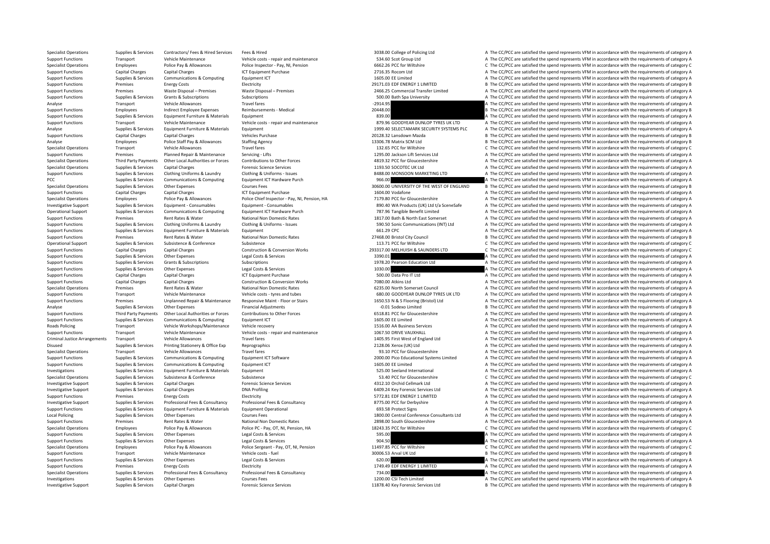| | | | | | | | |
|---|---|---|---|---|---|---|---|
| Specialist Operations | Supplies & Services | Contractors/ Fees & Hired Services | Fees & Hired | 3038.00 | College of Policing Ltd | A | The CC/PCC are satisfied the spend represents VFM in accordance with the requirements of category A |
| Support Functions | Transport | Vehicle Maintenance | Vehicle costs - repair and maintenance | 534.60 | Scot Group Ltd | A | The CC/PCC are satisfied the spend represents VFM in accordance with the requirements of category A |
| Specialist Operations | Employees | Police Pay & Allowances | Police Inspector - Pay, NI, Pension | 6662.26 | PCC for Wiltshire | C | The CC/PCC are satisfied the spend represents VFM in accordance with the requirements of category C |
| Support Functions | Capital Charges | Capital Charges | ICT Equipment Purchase | 2716.35 | Rocom Ltd | A | The CC/PCC are satisfied the spend represents VFM in accordance with the requirements of category A |
| Support Functions | Supplies & Services | Communications & Computing | Equipment ICT | 1605.00 | EE Limited | A | The CC/PCC are satisfied the spend represents VFM in accordance with the requirements of category A |
| Support Functions | Premises | Energy Costs | Electricity | 29171.03 | EDF ENERGY 1 LIMITED | B | The CC/PCC are satisfied the spend represents VFM in accordance with the requirements of category B |
| Support Functions | Premises | Waste Disposal – Premises | Waste Disposal – Premises | 2466.25 | Commercial Transfer Limited | A | The CC/PCC are satisfied the spend represents VFM in accordance with the requirements of category A |
| Support Functions | Supplies & Services | Grants & Subscriptions | Subscriptions | 500.00 | Bath Spa University | A | The CC/PCC are satisfied the spend represents VFM in accordance with the requirements of category A |
| Analyse | Transport | Vehicle Allowances | Travel fares | -2914.95 | | A | The CC/PCC are satisfied the spend represents VFM in accordance with the requirements of category A |
| Support Functions | Employees | Indirect Employee Expenses | Reimbursements - Medical | 20448.00 | | B | The CC/PCC are satisfied the spend represents VFM in accordance with the requirements of category B |
| Support Functions | Supplies & Services | Equipment Furniture & Materials | Equipment | 839.00 | | A | The CC/PCC are satisfied the spend represents VFM in accordance with the requirements of category A |
| Support Functions | Transport | Vehicle Maintenance | Vehicle costs - repair and maintenance | 879.96 | GOODYEAR DUNLOP TYRES UK LTD | A | The CC/PCC are satisfied the spend represents VFM in accordance with the requirements of category A |
| Analyse | Supplies & Services | Equipment Furniture & Materials | Equipment | 1999.40 | SELECTAMARK SECURITY SYSTEMS PLC | A | The CC/PCC are satisfied the spend represents VFM in accordance with the requirements of category A |
| Support Functions | Capital Charges | Capital Charges | Vehicles Purchase | 20128.32 | Lansdown Mazda | B | The CC/PCC are satisfied the spend represents VFM in accordance with the requirements of category B |
| Analyse | Employees | Police Staff Pay & Allowances | Staffing Agency | 13306.78 | Matrix SCM Ltd | B | The CC/PCC are satisfied the spend represents VFM in accordance with the requirements of category B |
| Specialist Operations | Transport | Vehicle Allowances | Travel fares | 132.65 | PCC for Wiltshire | C | The CC/PCC are satisfied the spend represents VFM in accordance with the requirements of category C |
| Support Functions | Premises | Planned Repair & Maintenance | Servicing - Lifts | 1295.00 | Jackson Lift Services Ltd | A | The CC/PCC are satisfied the spend represents VFM in accordance with the requirements of category A |
| Specialist Operations | Third Party Payments | Other Local Authorities or Forces | Contributions to Other Forces | 4819.32 | PCC for Gloucestershire | A | The CC/PCC are satisfied the spend represents VFM in accordance with the requirements of category A |
| Specialist Operations | Supplies & Services | Capital Charges | Forensic Science Services | 1193.50 | SOCOTEC UK Ltd | A | The CC/PCC are satisfied the spend represents VFM in accordance with the requirements of category A |
| Support Functions | Supplies & Services | Clothing Uniforms & Laundry | Clothing & Uniforms - Issues | 8488.00 | MONSOON MARKETING LTD | A | The CC/PCC are satisfied the spend represents VFM in accordance with the requirements of category A |
| PCC | Supplies & Services | Communications & Computing | Equipment ICT Hardware Purch | 966.00 | | A | The CC/PCC are satisfied the spend represents VFM in accordance with the requirements of category A |
| Specialist Operations | Supplies & Services | Other Expenses | Courses Fees | 30600.00 | UNIVERSITY OF THE WEST OF ENGLAND | B | The CC/PCC are satisfied the spend represents VFM in accordance with the requirements of category B |
| Support Functions | Capital Charges | Capital Charges | ICT Equipment Purchase | 1604.00 | Vodafone | A | The CC/PCC are satisfied the spend represents VFM in accordance with the requirements of category A |
| Specialist Operations | Employees | Police Pay & Allowances | Police Chief Inspector - Pay, NI, Pension, HA | 7179.80 | PCC for Gloucestershire | A | The CC/PCC are satisfied the spend represents VFM in accordance with the requirements of category A |
| Investigative Support | Supplies & Services | Equipment - Consumables | Equipment - Consumables | 890.40 | WA Products (UK) Ltd t/a SceneSafe | A | The CC/PCC are satisfied the spend represents VFM in accordance with the requirements of category A |
| Operational Support | Supplies & Services | Communications & Computing | Equipment ICT Hardware Purch | 787.96 | Tangible Benefit Limited | A | The CC/PCC are satisfied the spend represents VFM in accordance with the requirements of category A |
| Support Functions | Premises | Rent Rates & Water | National Non Domestic Rates | 1817.00 | Bath & North East Somerset | A | The CC/PCC are satisfied the spend represents VFM in accordance with the requirements of category A |
| Support Functions | Supplies & Services | Clothing Uniforms & Laundry | Clothing & Uniforms - Issues | 590.50 | Sonic Communications (INT) Ltd | A | The CC/PCC are satisfied the spend represents VFM in accordance with the requirements of category A |
| Support Functions | Supplies & Services | Equipment Furniture & Materials | Equipment | 661.29 | CPC | A | The CC/PCC are satisfied the spend represents VFM in accordance with the requirements of category A |
| Support Functions | Premises | Rent Rates & Water | National Non Domestic Rates | 27468.00 | Bristol City Council | B | The CC/PCC are satisfied the spend represents VFM in accordance with the requirements of category B |
| Operational Support | Supplies & Services | Subsistence & Conference | Subsistence | 113.71 | PCC for Wiltshire | C | The CC/PCC are satisfied the spend represents VFM in accordance with the requirements of category C |
| Support Functions | Capital Charges | Capital Charges | Construction & Conversion Works | 293317.00 | MELHUISH & SAUNDERS LTD | C | The CC/PCC are satisfied the spend represents VFM in accordance with the requirements of category C |
| Support Functions | Supplies & Services | Other Expenses | Legal Costs & Services | 3390.01 | | A | The CC/PCC are satisfied the spend represents VFM in accordance with the requirements of category A |
| Support Functions | Supplies & Services | Grants & Subscriptions | Subscriptions | 1978.20 | Pearson Education Ltd | A | The CC/PCC are satisfied the spend represents VFM in accordance with the requirements of category A |
| Support Functions | Supplies & Services | Other Expenses | Legal Costs & Services | 1030.00 | | A | The CC/PCC are satisfied the spend represents VFM in accordance with the requirements of category A |
| Support Functions | Capital Charges | Capital Charges | ICT Equipment Purchase | 500.00 | Data Pro IT Ltd | A | The CC/PCC are satisfied the spend represents VFM in accordance with the requirements of category A |
| Support Functions | Capital Charges | Capital Charges | Construction & Conversion Works | 7080.00 | Atkins Ltd | A | The CC/PCC are satisfied the spend represents VFM in accordance with the requirements of category A |
| Specialist Operations | Premises | Rent Rates & Water | National Non Domestic Rates | 6235.00 | North Somerset Council | A | The CC/PCC are satisfied the spend represents VFM in accordance with the requirements of category A |
| Support Functions | Transport | Vehicle Maintenance | Vehicle costs - tyres and tubes | 680.00 | GOODYEAR DUNLOP TYRES UK LTD | A | The CC/PCC are satisfied the spend represents VFM in accordance with the requirements of category A |
| Support Functions | Premises | Unplanned Repair & Maintenance | Responsive Maint - Floor or Stairs | 1650.53 | N & S Flooring (Bristol) Ltd | A | The CC/PCC are satisfied the spend represents VFM in accordance with the requirements of category A |
| Analyse | Supplies & Services | Other Expenses | Financial Adjustments | -0.01 | Sodexo Limited | B | The CC/PCC are satisfied the spend represents VFM in accordance with the requirements of category B |
| Support Functions | Third Party Payments | Other Local Authorities or Forces | Contributions to Other Forces | 6518.81 | PCC for Gloucestershire | A | The CC/PCC are satisfied the spend represents VFM in accordance with the requirements of category A |
| Support Functions | Supplies & Services | Communications & Computing | Equipment ICT | 1605.00 | EE Limited | A | The CC/PCC are satisfied the spend represents VFM in accordance with the requirements of category A |
| Roads Policing | Transport | Vehicle Workshops/Maintenance | Vehicle recovery | 1516.00 | AA Business Services | A | The CC/PCC are satisfied the spend represents VFM in accordance with the requirements of category A |
| Support Functions | Transport | Vehicle Maintenance | Vehicle costs - repair and maintenance | 1067.50 | DRIVE VAUXHALL | A | The CC/PCC are satisfied the spend represents VFM in accordance with the requirements of category A |
| Criminal Justice Arrangements | Transport | Vehicle Allowances | Travel fares | 1405.95 | First West of England Ltd | A | The CC/PCC are satisfied the spend represents VFM in accordance with the requirements of category A |
| Disused | Supplies & Services | Printing Stationery & Office Exp | Reprographics | 2128.06 | Xerox (UK) Ltd | A | The CC/PCC are satisfied the spend represents VFM in accordance with the requirements of category A |
| Specialist Operations | Transport | Vehicle Allowances | Travel fares | 93.10 | PCC for Gloucestershire | A | The CC/PCC are satisfied the spend represents VFM in accordance with the requirements of category A |
| Support Functions | Supplies & Services | Communications & Computing | Equipment ICT Software | 2000.00 | Pico Educational Systems Limited | A | The CC/PCC are satisfied the spend represents VFM in accordance with the requirements of category A |
| Support Functions | Supplies & Services | Communications & Computing | Equipment ICT | 1605.00 | EE Limited | A | The CC/PCC are satisfied the spend represents VFM in accordance with the requirements of category A |
| Investigations | Supplies & Services | Equipment Furniture & Materials | Equipment | 525.00 | Seeland International | A | The CC/PCC are satisfied the spend represents VFM in accordance with the requirements of category A |
| Specialist Operations | Supplies & Services | Subsistence & Conference | Subsistence | 53.40 | PCC for Gloucestershire | C | The CC/PCC are satisfied the spend represents VFM in accordance with the requirements of category C |
| Investigative Support | Supplies & Services | Capital Charges | Forensic Science Services | 4312.10 | Orchid Cellmark Ltd | A | The CC/PCC are satisfied the spend represents VFM in accordance with the requirements of category A |
| Investigative Support | Supplies & Services | Capital Charges | DNA Profiling | 6409.24 | Key Forensic Services Ltd | A | The CC/PCC are satisfied the spend represents VFM in accordance with the requirements of category A |
| Support Functions | Premises | Energy Costs | Electricity | 5772.81 | EDF ENERGY 1 LIMITED | A | The CC/PCC are satisfied the spend represents VFM in accordance with the requirements of category A |
| Investigative Support | Supplies & Services | Professional Fees & Consultancy | Professional Fees & Consultancy | 8775.00 | PCC for Derbyshire | A | The CC/PCC are satisfied the spend represents VFM in accordance with the requirements of category A |
| Support Functions | Supplies & Services | Equipment Furniture & Materials | Equipment Operational | 693.58 | Protect Signs | A | The CC/PCC are satisfied the spend represents VFM in accordance with the requirements of category A |
| Local Policing | Supplies & Services | Other Expenses | Courses Fees | 1800.00 | Central Conference Consultants Ltd | A | The CC/PCC are satisfied the spend represents VFM in accordance with the requirements of category A |
| Support Functions | Premises | Rent Rates & Water | National Non Domestic Rates | 2898.00 | South Gloucestershire | A | The CC/PCC are satisfied the spend represents VFM in accordance with the requirements of category A |
| Specialist Operations | Employees | Police Pay & Allowances | Police PC - Pay, OT, NI, Pension, HA | 18243.35 | PCC for Wiltshire | C | The CC/PCC are satisfied the spend represents VFM in accordance with the requirements of category C |
| Support Functions | Supplies & Services | Other Expenses | Legal Costs & Services | 595.00 | | A | The CC/PCC are satisfied the spend represents VFM in accordance with the requirements of category A |
| Support Functions | Supplies & Services | Other Expenses | Legal Costs & Services | 904.50 | | A | The CC/PCC are satisfied the spend represents VFM in accordance with the requirements of category A |
| Specialist Operations | Employees | Police Pay & Allowances | Police Sergeant - Pay, OT, NI, Pension | 11497.85 | PCC for Wiltshire | C | The CC/PCC are satisfied the spend represents VFM in accordance with the requirements of category C |
| Support Functions | Transport | Vehicle Maintenance | Vehicle costs - fuel | 30006.53 | Arval UK Ltd | B | The CC/PCC are satisfied the spend represents VFM in accordance with the requirements of category B |
| Support Functions | Supplies & Services | Other Expenses | Legal Costs & Services | 620.00 | | A | The CC/PCC are satisfied the spend represents VFM in accordance with the requirements of category A |
| Support Functions | Premises | Energy Costs | Electricity | 1749.49 | EDF ENERGY 1 LIMITED | A | The CC/PCC are satisfied the spend represents VFM in accordance with the requirements of category A |
| Specialist Operations | Supplies & Services | Professional Fees & Consultancy | Professional Fees & Consultancy | 734.00 | | A | The CC/PCC are satisfied the spend represents VFM in accordance with the requirements of category A |
| Investigations | Supplies & Services | Other Expenses | Courses Fees | 1200.00 | CSI Tech Limited | A | The CC/PCC are satisfied the spend represents VFM in accordance with the requirements of category A |
| Investigative Support | Supplies & Services | Capital Charges | Forensic Science Services | 11878.40 | Key Forensic Services Ltd | B | The CC/PCC are satisfied the spend represents VFM in accordance with the requirements of category B |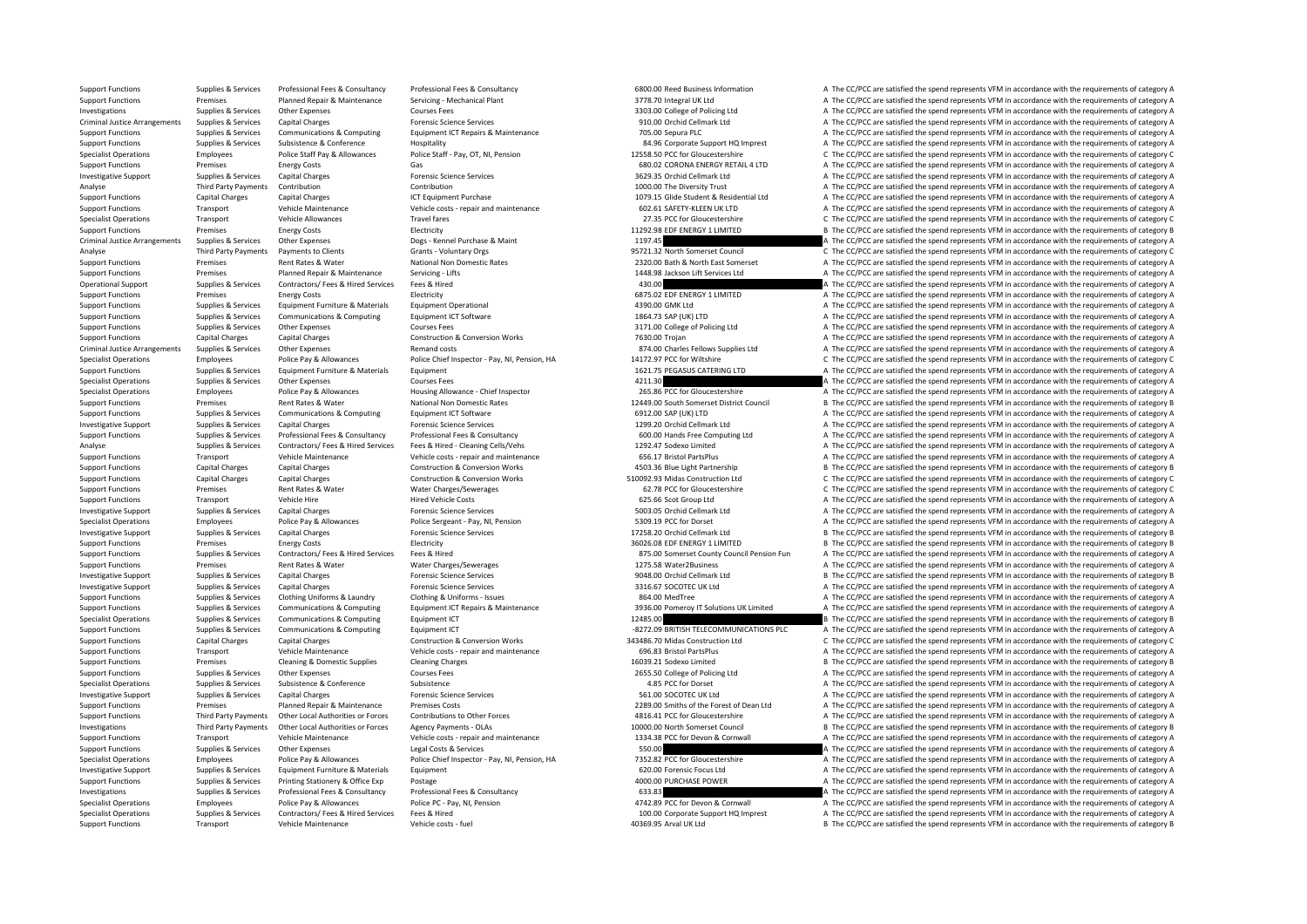| | | | | | | |
|---|---|---|---|---|---|---|
| Support Functions | Supplies & Services | Professional Fees & Consultancy | Professional Fees & Consultancy | 6800.00 | Reed Business Information | A The CC/PCC are satisfied the spend represents VFM in accordance with the requirements of category A |
| Support Functions | Premises | Planned Repair & Maintenance | Servicing - Mechanical Plant | 3778.70 | Integral UK Ltd | A The CC/PCC are satisfied the spend represents VFM in accordance with the requirements of category A |
| Investigations | Supplies & Services | Other Expenses | Courses Fees | 3303.00 | College of Policing Ltd | A The CC/PCC are satisfied the spend represents VFM in accordance with the requirements of category A |
| Criminal Justice Arrangements | Supplies & Services | Capital Charges | Forensic Science Services | 910.00 | Orchid Cellmark Ltd | A The CC/PCC are satisfied the spend represents VFM in accordance with the requirements of category A |
| Support Functions | Supplies & Services | Communications & Computing | Equipment ICT Repairs & Maintenance | 705.00 | Sepura PLC | A The CC/PCC are satisfied the spend represents VFM in accordance with the requirements of category A |
| Support Functions | Supplies & Services | Subsistence & Conference | Hospitality | 84.96 | Corporate Support HQ Imprest | A The CC/PCC are satisfied the spend represents VFM in accordance with the requirements of category A |
| Specialist Operations | Employees | Police Staff Pay & Allowances | Police Staff - Pay, OT, NI, Pension | 12558.50 | PCC for Gloucestershire | C The CC/PCC are satisfied the spend represents VFM in accordance with the requirements of category C |
| Support Functions | Premises | Energy Costs | Gas | 680.02 | CORONA ENERGY RETAIL 4 LTD | A The CC/PCC are satisfied the spend represents VFM in accordance with the requirements of category A |
| Investigative Support | Supplies & Services | Capital Charges | Forensic Science Services | 3629.35 | Orchid Cellmark Ltd | A The CC/PCC are satisfied the spend represents VFM in accordance with the requirements of category A |
| Analyse | Third Party Payments | Contribution | Contribution | 1000.00 | The Diversity Trust | A The CC/PCC are satisfied the spend represents VFM in accordance with the requirements of category A |
| Support Functions | Capital Charges | Capital Charges | ICT Equipment Purchase | 1079.15 | Glide Student & Residential Ltd | A The CC/PCC are satisfied the spend represents VFM in accordance with the requirements of category A |
| Support Functions | Transport | Vehicle Maintenance | Vehicle costs - repair and maintenance | 602.61 | SAFETY-KLEEN UK LTD | A The CC/PCC are satisfied the spend represents VFM in accordance with the requirements of category A |
| Specialist Operations | Transport | Vehicle Allowances | Travel fares | 27.35 | PCC for Gloucestershire | C The CC/PCC are satisfied the spend represents VFM in accordance with the requirements of category C |
| Support Functions | Premises | Energy Costs | Electricity | 11292.98 | EDF ENERGY 1 LIMITED | B The CC/PCC are satisfied the spend represents VFM in accordance with the requirements of category B |
| Criminal Justice Arrangements | Supplies & Services | Other Expenses | Dogs - Kennel Purchase & Maint | 1197.45 | | A The CC/PCC are satisfied the spend represents VFM in accordance with the requirements of category A |
| Analyse | Third Party Payments | Payments to Clients | Grants - Voluntary Orgs | 95721.32 | North Somerset Council | C The CC/PCC are satisfied the spend represents VFM in accordance with the requirements of category C |
| Support Functions | Premises | Rent Rates & Water | National Non Domestic Rates | 2320.00 | Bath & North East Somerset | A The CC/PCC are satisfied the spend represents VFM in accordance with the requirements of category A |
| Support Functions | Premises | Planned Repair & Maintenance | Servicing - Lifts | 1448.98 | Jackson Lift Services Ltd | A The CC/PCC are satisfied the spend represents VFM in accordance with the requirements of category A |
| Operational Support | Supplies & Services | Contractors/ Fees & Hired Services | Fees & Hired | 430.00 | | A The CC/PCC are satisfied the spend represents VFM in accordance with the requirements of category A |
| Support Functions | Premises | Energy Costs | Electricity | 6875.02 | EDF ENERGY 1 LIMITED | A The CC/PCC are satisfied the spend represents VFM in accordance with the requirements of category A |
| Support Functions | Supplies & Services | Equipment Furniture & Materials | Equipment Operational | 4390.00 | GMK Ltd | A The CC/PCC are satisfied the spend represents VFM in accordance with the requirements of category A |
| Support Functions | Supplies & Services | Communications & Computing | Equipment ICT Software | 1864.73 | SAP (UK) LTD | A The CC/PCC are satisfied the spend represents VFM in accordance with the requirements of category A |
| Support Functions | Supplies & Services | Other Expenses | Courses Fees | 3171.00 | College of Policing Ltd | A The CC/PCC are satisfied the spend represents VFM in accordance with the requirements of category A |
| Support Functions | Capital Charges | Capital Charges | Construction & Conversion Works | 7630.00 | Trojan | A The CC/PCC are satisfied the spend represents VFM in accordance with the requirements of category A |
| Criminal Justice Arrangements | Supplies & Services | Other Expenses | Remand costs | 874.00 | Charles Fellows Supplies Ltd | A The CC/PCC are satisfied the spend represents VFM in accordance with the requirements of category A |
| Specialist Operations | Employees | Police Pay & Allowances | Police Chief Inspector - Pay, NI, Pension, HA | 14172.97 | PCC for Wiltshire | C The CC/PCC are satisfied the spend represents VFM in accordance with the requirements of category C |
| Support Functions | Supplies & Services | Equipment Furniture & Materials | Equipment | 1621.75 | PEGASUS CATERING LTD | A The CC/PCC are satisfied the spend represents VFM in accordance with the requirements of category A |
| Specialist Operations | Supplies & Services | Other Expenses | Courses Fees | 4211.30 | | A The CC/PCC are satisfied the spend represents VFM in accordance with the requirements of category A |
| Specialist Operations | Employees | Police Pay & Allowances | Housing Allowance - Chief Inspector | 265.86 | PCC for Gloucestershire | A The CC/PCC are satisfied the spend represents VFM in accordance with the requirements of category A |
| Support Functions | Premises | Rent Rates & Water | National Non Domestic Rates | 12449.00 | South Somerset District Council | B The CC/PCC are satisfied the spend represents VFM in accordance with the requirements of category B |
| Support Functions | Supplies & Services | Communications & Computing | Equipment ICT Software | 6912.00 | SAP (UK) LTD | A The CC/PCC are satisfied the spend represents VFM in accordance with the requirements of category A |
| Investigative Support | Supplies & Services | Capital Charges | Forensic Science Services | 1299.20 | Orchid Cellmark Ltd | A The CC/PCC are satisfied the spend represents VFM in accordance with the requirements of category A |
| Support Functions | Supplies & Services | Professional Fees & Consultancy | Professional Fees & Consultancy | 600.00 | Hands Free Computing Ltd | A The CC/PCC are satisfied the spend represents VFM in accordance with the requirements of category A |
| Analyse | Supplies & Services | Contractors/ Fees & Hired Services | Fees & Hired - Cleaning Cells/Vehs | 1292.47 | Sodexo Limited | A The CC/PCC are satisfied the spend represents VFM in accordance with the requirements of category A |
| Support Functions | Transport | Vehicle Maintenance | Vehicle costs - repair and maintenance | 656.17 | Bristol PartsPlus | A The CC/PCC are satisfied the spend represents VFM in accordance with the requirements of category A |
| Support Functions | Capital Charges | Capital Charges | Construction & Conversion Works | 4503.36 | Blue Light Partnership | B The CC/PCC are satisfied the spend represents VFM in accordance with the requirements of category B |
| Support Functions | Capital Charges | Capital Charges | Construction & Conversion Works | 510092.93 | Midas Construction Ltd | C The CC/PCC are satisfied the spend represents VFM in accordance with the requirements of category C |
| Support Functions | Premises | Rent Rates & Water | Water Charges/Sewerages | 62.78 | PCC for Gloucestershire | C The CC/PCC are satisfied the spend represents VFM in accordance with the requirements of category C |
| Support Functions | Transport | Vehicle Hire | Hired Vehicle Costs | 625.66 | Scot Group Ltd | A The CC/PCC are satisfied the spend represents VFM in accordance with the requirements of category A |
| Investigative Support | Supplies & Services | Capital Charges | Forensic Science Services | 5003.05 | Orchid Cellmark Ltd | A The CC/PCC are satisfied the spend represents VFM in accordance with the requirements of category A |
| Specialist Operations | Employees | Police Pay & Allowances | Police Sergeant - Pay, NI, Pension | 5309.19 | PCC for Dorset | A The CC/PCC are satisfied the spend represents VFM in accordance with the requirements of category A |
| Investigative Support | Supplies & Services | Capital Charges | Forensic Science Services | 17258.20 | Orchid Cellmark Ltd | B The CC/PCC are satisfied the spend represents VFM in accordance with the requirements of category B |
| Support Functions | Premises | Energy Costs | Electricity | 36026.08 | EDF ENERGY 1 LIMITED | B The CC/PCC are satisfied the spend represents VFM in accordance with the requirements of category B |
| Support Functions | Supplies & Services | Contractors/ Fees & Hired Services | Fees & Hired | 875.00 | Somerset County Council Pension Fun | A The CC/PCC are satisfied the spend represents VFM in accordance with the requirements of category A |
| Support Functions | Premises | Rent Rates & Water | Water Charges/Sewerages | 1275.58 | Water2Business | A The CC/PCC are satisfied the spend represents VFM in accordance with the requirements of category A |
| Investigative Support | Supplies & Services | Capital Charges | Forensic Science Services | 9048.00 | Orchid Cellmark Ltd | B The CC/PCC are satisfied the spend represents VFM in accordance with the requirements of category B |
| Investigative Support | Supplies & Services | Capital Charges | Forensic Science Services | 3316.67 | SOCOTEC UK Ltd | A The CC/PCC are satisfied the spend represents VFM in accordance with the requirements of category A |
| Support Functions | Supplies & Services | Clothing Uniforms & Laundry | Clothing & Uniforms - Issues | 864.00 | MedTree | A The CC/PCC are satisfied the spend represents VFM in accordance with the requirements of category A |
| Support Functions | Supplies & Services | Communications & Computing | Equipment ICT Repairs & Maintenance | 3936.00 | Pomeroy IT Solutions UK Limited | A The CC/PCC are satisfied the spend represents VFM in accordance with the requirements of category A |
| Specialist Operations | Supplies & Services | Communications & Computing | Equipment ICT | 12485.00 | | B The CC/PCC are satisfied the spend represents VFM in accordance with the requirements of category B |
| Support Functions | Supplies & Services | Communications & Computing | Equipment ICT | -8272.09 | BRITISH TELECOMMUNICATIONS PLC | A The CC/PCC are satisfied the spend represents VFM in accordance with the requirements of category A |
| Support Functions | Capital Charges | Capital Charges | Construction & Conversion Works | 343486.70 | Midas Construction Ltd | C The CC/PCC are satisfied the spend represents VFM in accordance with the requirements of category C |
| Support Functions | Transport | Vehicle Maintenance | Vehicle costs - repair and maintenance | 696.83 | Bristol PartsPlus | A The CC/PCC are satisfied the spend represents VFM in accordance with the requirements of category A |
| Support Functions | Premises | Cleaning & Domestic Supplies | Cleaning Charges | 16039.21 | Sodexo Limited | B The CC/PCC are satisfied the spend represents VFM in accordance with the requirements of category B |
| Support Functions | Supplies & Services | Other Expenses | Courses Fees | 2655.50 | College of Policing Ltd | A The CC/PCC are satisfied the spend represents VFM in accordance with the requirements of category A |
| Specialist Operations | Supplies & Services | Subsistence & Conference | Subsistence | 4.85 | PCC for Dorset | A The CC/PCC are satisfied the spend represents VFM in accordance with the requirements of category A |
| Investigative Support | Supplies & Services | Capital Charges | Forensic Science Services | 561.00 | SOCOTEC UK Ltd | A The CC/PCC are satisfied the spend represents VFM in accordance with the requirements of category A |
| Support Functions | Premises | Planned Repair & Maintenance | Premises Costs | 2289.00 | Smiths of the Forest of Dean Ltd | A The CC/PCC are satisfied the spend represents VFM in accordance with the requirements of category A |
| Support Functions | Third Party Payments | Other Local Authorities or Forces | Contributions to Other Forces | 4816.41 | PCC for Gloucestershire | A The CC/PCC are satisfied the spend represents VFM in accordance with the requirements of category A |
| Investigations | Third Party Payments | Other Local Authorities or Forces | Agency Payments - OLAs | 10000.00 | North Somerset Council | B The CC/PCC are satisfied the spend represents VFM in accordance with the requirements of category B |
| Support Functions | Transport | Vehicle Maintenance | Vehicle costs - repair and maintenance | 1334.38 | PCC for Devon & Cornwall | A The CC/PCC are satisfied the spend represents VFM in accordance with the requirements of category A |
| Support Functions | Supplies & Services | Other Expenses | Legal Costs & Services | 550.00 | | A The CC/PCC are satisfied the spend represents VFM in accordance with the requirements of category A |
| Specialist Operations | Employees | Police Pay & Allowances | Police Chief Inspector - Pay, NI, Pension, HA | 7352.82 | PCC for Gloucestershire | A The CC/PCC are satisfied the spend represents VFM in accordance with the requirements of category A |
| Investigative Support | Supplies & Services | Equipment Furniture & Materials | Equipment | 620.00 | Forensic Focus Ltd | A The CC/PCC are satisfied the spend represents VFM in accordance with the requirements of category A |
| Support Functions | Supplies & Services | Printing Stationery & Office Exp | Postage | 4000.00 | PURCHASE POWER | A The CC/PCC are satisfied the spend represents VFM in accordance with the requirements of category A |
| Investigations | Supplies & Services | Professional Fees & Consultancy | Professional Fees & Consultancy | 633.83 | | A The CC/PCC are satisfied the spend represents VFM in accordance with the requirements of category A |
| Specialist Operations | Employees | Police Pay & Allowances | Police PC - Pay, NI, Pension | 4742.89 | PCC for Devon & Cornwall | A The CC/PCC are satisfied the spend represents VFM in accordance with the requirements of category A |
| Specialist Operations | Supplies & Services | Contractors/ Fees & Hired Services | Fees & Hired | 100.00 | Corporate Support HQ Imprest | A The CC/PCC are satisfied the spend represents VFM in accordance with the requirements of category A |
| Support Functions | Transport | Vehicle Maintenance | Vehicle costs - fuel | 40369.95 | Arval UK Ltd | B The CC/PCC are satisfied the spend represents VFM in accordance with the requirements of category B |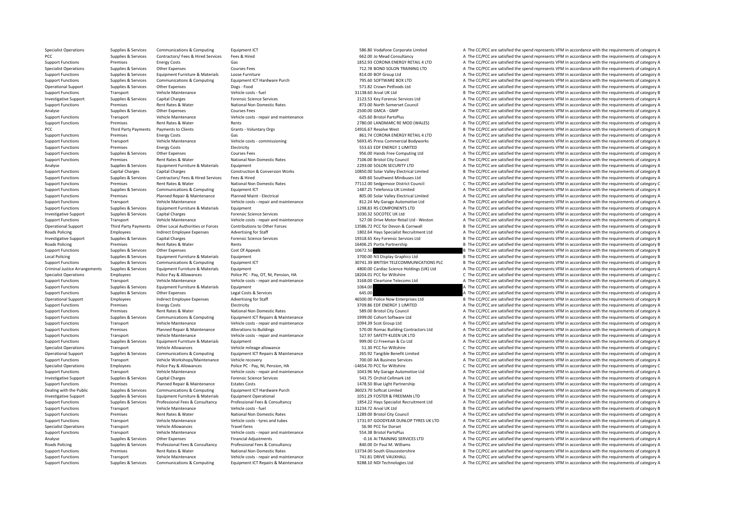| | | | | | | |
|---|---|---|---|---|---|---|
| Specialist Operations | Supplies & Services | Communications & Computing | Equipment ICT | 586.80 | Vodafone Corporate Limited | A The CC/PCC are satisfied the spend represents VFM in accordance with the requirements of category A |
| PCC | Supplies & Services | Contractors/ Fees & Hired Services | Fees & Hired | 662.00 | Jo Mead Consultancy | A The CC/PCC are satisfied the spend represents VFM in accordance with the requirements of category A |
| Support Functions | Premises | Energy Costs | Gas | 1852.93 | CORONA ENERGY RETAIL 4 LTD | A The CC/PCC are satisfied the spend represents VFM in accordance with the requirements of category A |
| Specialist Operations | Supplies & Services | Other Expenses | Courses Fees | 712.78 | BOND SOLON TRAINING LTD | A The CC/PCC are satisfied the spend represents VFM in accordance with the requirements of category A |
| Support Functions | Supplies & Services | Equipment Furniture & Materials | Loose Furniture | 814.00 | BOF Group Ltd | A The CC/PCC are satisfied the spend represents VFM in accordance with the requirements of category A |
| Support Functions | Supplies & Services | Communications & Computing | Equipment ICT Hardware Purch | 795.60 | SOFTWARE BOX LTD | A The CC/PCC are satisfied the spend represents VFM in accordance with the requirements of category A |
| Operational Support | Supplies & Services | Other Expenses | Dogs - Food | 571.82 | Crown Petfoods Ltd | A The CC/PCC are satisfied the spend represents VFM in accordance with the requirements of category A |
| Support Functions | Transport | Vehicle Maintenance | Vehicle costs - fuel | 31138.60 | Arval UK Ltd | B The CC/PCC are satisfied the spend represents VFM in accordance with the requirements of category B |
| Investigative Support | Supplies & Services | Capital Charges | Forensic Science Services | 2123.53 | Key Forensic Services Ltd | A The CC/PCC are satisfied the spend represents VFM in accordance with the requirements of category A |
| Support Functions | Premises | Rent Rates & Water | National Non Domestic Rates | 873.00 | North Somerset Council | A The CC/PCC are satisfied the spend represents VFM in accordance with the requirements of category A |
| Analyse | Supplies & Services | Other Expenses | Courses Fees | 2500.00 | GMCA - GMP | A The CC/PCC are satisfied the spend represents VFM in accordance with the requirements of category A |
| Support Functions | Transport | Vehicle Maintenance | Vehicle costs - repair and maintenance | -625.60 | Bristol PartsPlus | A The CC/PCC are satisfied the spend represents VFM in accordance with the requirements of category A |
| Support Functions | Premises | Rent Rates & Water | Rents | 2780.00 | LANDMARC RE MOD (WALES) | A The CC/PCC are satisfied the spend represents VFM in accordance with the requirements of category A |
| PCC | Third Party Payments | Payments to Clients | Grants - Voluntary Orgs | 14916.67 | Resolve West | B The CC/PCC are satisfied the spend represents VFM in accordance with the requirements of category B |
| Support Functions | Premises | Energy Costs | Gas | 861.74 | CORONA ENERGY RETAIL 4 LTD | A The CC/PCC are satisfied the spend represents VFM in accordance with the requirements of category A |
| Support Functions | Transport | Vehicle Maintenance | Vehicle costs - commissioning | 5693.45 | Press Commercial Bodyworks | A The CC/PCC are satisfied the spend represents VFM in accordance with the requirements of category A |
| Support Functions | Premises | Energy Costs | Electricity | 553.63 | EDF ENERGY 1 LIMITED | A The CC/PCC are satisfied the spend represents VFM in accordance with the requirements of category A |
| Support Functions | Supplies & Services | Other Expenses | Courses Fees | 956.00 | Hands Free Computing Ltd | A The CC/PCC are satisfied the spend represents VFM in accordance with the requirements of category A |
| Support Functions | Premises | Rent Rates & Water | National Non Domestic Rates | 7106.00 | Bristol City Council | A The CC/PCC are satisfied the spend represents VFM in accordance with the requirements of category A |
| Analyse | Supplies & Services | Equipment Furniture & Materials | Equipment | 2293.00 | SOLON SECURITY LTD | A The CC/PCC are satisfied the spend represents VFM in accordance with the requirements of category A |
| Support Functions | Capital Charges | Capital Charges | Construction & Conversion Works | 10850.00 | Solar Valley Electrical Limited | B The CC/PCC are satisfied the spend represents VFM in accordance with the requirements of category B |
| Support Functions | Supplies & Services | Contractors/ Fees & Hired Services | Fees & Hired | 649.60 | Southwest Minibuses Ltd | A The CC/PCC are satisfied the spend represents VFM in accordance with the requirements of category A |
| Support Functions | Premises | Rent Rates & Water | National Non Domestic Rates | 77112.00 | Sedgemoor District Council | C The CC/PCC are satisfied the spend represents VFM in accordance with the requirements of category C |
| Support Functions | Supplies & Services | Communications & Computing | Equipment ICT | 1487.25 | Telefonica UK Limited | A The CC/PCC are satisfied the spend represents VFM in accordance with the requirements of category A |
| Support Functions | Premises | Planned Repair & Maintenance | Planned Maint - Electrical | 805.00 | Solar Valley Electrical Limited | A The CC/PCC are satisfied the spend represents VFM in accordance with the requirements of category A |
| Support Functions | Transport | Vehicle Maintenance | Vehicle costs - repair and maintenance | 812.24 | My Garage Automotive Ltd | A The CC/PCC are satisfied the spend represents VFM in accordance with the requirements of category A |
| Support Functions | Supplies & Services | Equipment Furniture & Materials | Equipment | 1298.83 | RS COMPONENTS LTD | A The CC/PCC are satisfied the spend represents VFM in accordance with the requirements of category A |
| Investigative Support | Supplies & Services | Capital Charges | Forensic Science Services | 1030.32 | SOCOTEC UK Ltd | A The CC/PCC are satisfied the spend represents VFM in accordance with the requirements of category A |
| Support Functions | Transport | Vehicle Maintenance | Vehicle costs - repair and maintenance | 527.00 | Drive Motor Retail Ltd - Weston | A The CC/PCC are satisfied the spend represents VFM in accordance with the requirements of category A |
| Operational Support | Third Party Payments | Other Local Authorities or Forces | Contributions to Other Forces | 13586.72 | PCC for Devon & Cornwall | B The CC/PCC are satisfied the spend represents VFM in accordance with the requirements of category B |
| Roads Policing | Employees | Indirect Employee Expenses | Advertising for Staff | 1802.64 | Hays Specialist Recruitment Ltd | A The CC/PCC are satisfied the spend represents VFM in accordance with the requirements of category A |
| Investigative Support | Supplies & Services | Capital Charges | Forensic Science Services | 19318.65 | Key Forensic Services Ltd | B The CC/PCC are satisfied the spend represents VFM in accordance with the requirements of category B |
| Roads Policing | Premises | Rent Rates & Water | Rents | 16406.25 | Portis Partnership | B The CC/PCC are satisfied the spend represents VFM in accordance with the requirements of category B |
| Support Functions | Supplies & Services | Other Expenses | Cost Of Appeals | 10672.50 | | B The CC/PCC are satisfied the spend represents VFM in accordance with the requirements of category B |
| Local Policing | Supplies & Services | Equipment Furniture & Materials | Equipment | 3700.00 | N3 Display Graphics Ltd | B The CC/PCC are satisfied the spend represents VFM in accordance with the requirements of category B |
| Support Functions | Supplies & Services | Communications & Computing | Equipment ICT | 30741.39 | BRITISH TELECOMMUNICATIONS PLC | B The CC/PCC are satisfied the spend represents VFM in accordance with the requirements of category B |
| Criminal Justice Arrangements | Supplies & Services | Equipment Furniture & Materials | Equipment | 4800.00 | Cardiac Science Holdings (UK) Ltd | A The CC/PCC are satisfied the spend represents VFM in accordance with the requirements of category A |
| Specialist Operations | Employees | Police Pay & Allowances | Police PC - Pay, OT, NI, Pension, HA | 18204.01 | PCC for Wiltshire | C The CC/PCC are satisfied the spend represents VFM in accordance with the requirements of category C |
| Support Functions | Transport | Vehicle Maintenance | Vehicle costs - repair and maintenance | 3168.00 | Cleartone Telecoms Ltd | A The CC/PCC are satisfied the spend represents VFM in accordance with the requirements of category A |
| Support Functions | Supplies & Services | Equipment Furniture & Materials | Equipment | 1064.00 | | A The CC/PCC are satisfied the spend represents VFM in accordance with the requirements of category A |
| Support Functions | Supplies & Services | Other Expenses | Legal Costs & Services | 645.00 | | A The CC/PCC are satisfied the spend represents VFM in accordance with the requirements of category A |
| Operational Support | Employees | Indirect Employee Expenses | Advertising for Staff | 46500.00 | Police Now Enterprises Ltd | B The CC/PCC are satisfied the spend represents VFM in accordance with the requirements of category B |
| Support Functions | Premises | Energy Costs | Electricity | 3709.86 | EDF ENERGY 1 LIMITED | A The CC/PCC are satisfied the spend represents VFM in accordance with the requirements of category A |
| Support Functions | Premises | Rent Rates & Water | National Non Domestic Rates | 589.00 | Bristol City Council | A The CC/PCC are satisfied the spend represents VFM in accordance with the requirements of category A |
| Support Functions | Supplies & Services | Communications & Computing | Equipment ICT Repairs & Maintenance | 1999.00 | Cohort Software Ltd | A The CC/PCC are satisfied the spend represents VFM in accordance with the requirements of category A |
| Support Functions | Transport | Vehicle Maintenance | Vehicle costs - repair and maintenance | 1094.39 | Scot Group Ltd | A The CC/PCC are satisfied the spend represents VFM in accordance with the requirements of category A |
| Support Functions | Premises | Planned Repair & Maintenance | Alterations to Buildings | 570.00 | Romac Building Contractors Ltd | A The CC/PCC are satisfied the spend represents VFM in accordance with the requirements of category A |
| Support Functions | Transport | Vehicle Maintenance | Vehicle costs - repair and maintenance | 527.97 | SAFETY-KLEEN UK LTD | A The CC/PCC are satisfied the spend represents VFM in accordance with the requirements of category A |
| Support Functions | Supplies & Services | Equipment Furniture & Materials | Equipment | 999.00 | CI Freeman & Co Ltd | A The CC/PCC are satisfied the spend represents VFM in accordance with the requirements of category A |
| Specialist Operations | Transport | Vehicle Allowances | Vehicle mileage allowance | 51.30 | PCC for Wiltshire | C The CC/PCC are satisfied the spend represents VFM in accordance with the requirements of category C |
| Operational Support | Supplies & Services | Communications & Computing | Equipment ICT Repairs & Maintenance | 265.92 | Tangible Benefit Limited | A The CC/PCC are satisfied the spend represents VFM in accordance with the requirements of category A |
| Support Functions | Transport | Vehicle Workshops/Maintenance | Vehicle recovery | 700.00 | AA Business Services | A The CC/PCC are satisfied the spend represents VFM in accordance with the requirements of category A |
| Specialist Operations | Employees | Police Pay & Allowances | Police PC - Pay, NI, Pension, HA | -14654.70 | PCC for Wiltshire | C The CC/PCC are satisfied the spend represents VFM in accordance with the requirements of category C |
| Support Functions | Transport | Vehicle Maintenance | Vehicle costs - repair and maintenance | 1043.96 | My Garage Automotive Ltd | A The CC/PCC are satisfied the spend represents VFM in accordance with the requirements of category A |
| Investigative Support | Supplies & Services | Capital Charges | Forensic Science Services | 543.75 | Orchid Cellmark Ltd | A The CC/PCC are satisfied the spend represents VFM in accordance with the requirements of category A |
| Support Functions | Premises | Planned Repair & Maintenance | Estates Costs | 1478.50 | Blue Light Partnership | A The CC/PCC are satisfied the spend represents VFM in accordance with the requirements of category A |
| Dealing with the Public | Supplies & Services | Communications & Computing | Equipment ICT Hardware Purch | 36023.70 | Softcat Limited | B The CC/PCC are satisfied the spend represents VFM in accordance with the requirements of category B |
| Investigative Support | Supplies & Services | Equipment Furniture & Materials | Equipment Operational | 1051.29 | FOSTER & FREEMAN LTD | A The CC/PCC are satisfied the spend represents VFM in accordance with the requirements of category A |
| Support Functions | Supplies & Services | Professional Fees & Consultancy | Professional Fees & Consultancy | 1854.22 | Hays Specialist Recruitment Ltd | A The CC/PCC are satisfied the spend represents VFM in accordance with the requirements of category A |
| Support Functions | Transport | Vehicle Maintenance | Vehicle costs - fuel | 31234.72 | Arval UK Ltd | B The CC/PCC are satisfied the spend represents VFM in accordance with the requirements of category B |
| Support Functions | Premises | Rent Rates & Water | National Non Domestic Rates | 1289.00 | Bristol City Council | A The CC/PCC are satisfied the spend represents VFM in accordance with the requirements of category A |
| Support Functions | Transport | Vehicle Maintenance | Vehicle costs - tyres and tubes | 1731.97 | GOODYEAR DUNLOP TYRES UK LTD | A The CC/PCC are satisfied the spend represents VFM in accordance with the requirements of category A |
| Specialist Operations | Transport | Vehicle Allowances | Travel fares | 56.90 | PCC for Dorset | A The CC/PCC are satisfied the spend represents VFM in accordance with the requirements of category A |
| Support Functions | Transport | Vehicle Maintenance | Vehicle costs - repair and maintenance | 554.38 | Bristol PartsPlus | A The CC/PCC are satisfied the spend represents VFM in accordance with the requirements of category A |
| Analyse | Supplies & Services | Other Expenses | Financial Adjustments | -0.16 | AI TRAINING SERVICES LTD | A The CC/PCC are satisfied the spend represents VFM in accordance with the requirements of category A |
| Roads Policing | Supplies & Services | Professional Fees & Consultancy | Professional Fees & Consultancy | 840.00 | Dr Paul M. Williams | A The CC/PCC are satisfied the spend represents VFM in accordance with the requirements of category A |
| Support Functions | Premises | Rent Rates & Water | National Non Domestic Rates | 13734.00 | South Gloucestershire | B The CC/PCC are satisfied the spend represents VFM in accordance with the requirements of category B |
| Support Functions | Transport | Vehicle Maintenance | Vehicle costs - repair and maintenance | 741.81 | DRIVE VAUXHALL | A The CC/PCC are satisfied the spend represents VFM in accordance with the requirements of category A |
| Support Functions | Supplies & Services | Communications & Computing | Equipment ICT Repairs & Maintenance | 9288.10 | NDI Technologies Ltd | A The CC/PCC are satisfied the spend represents VFM in accordance with the requirements of category A |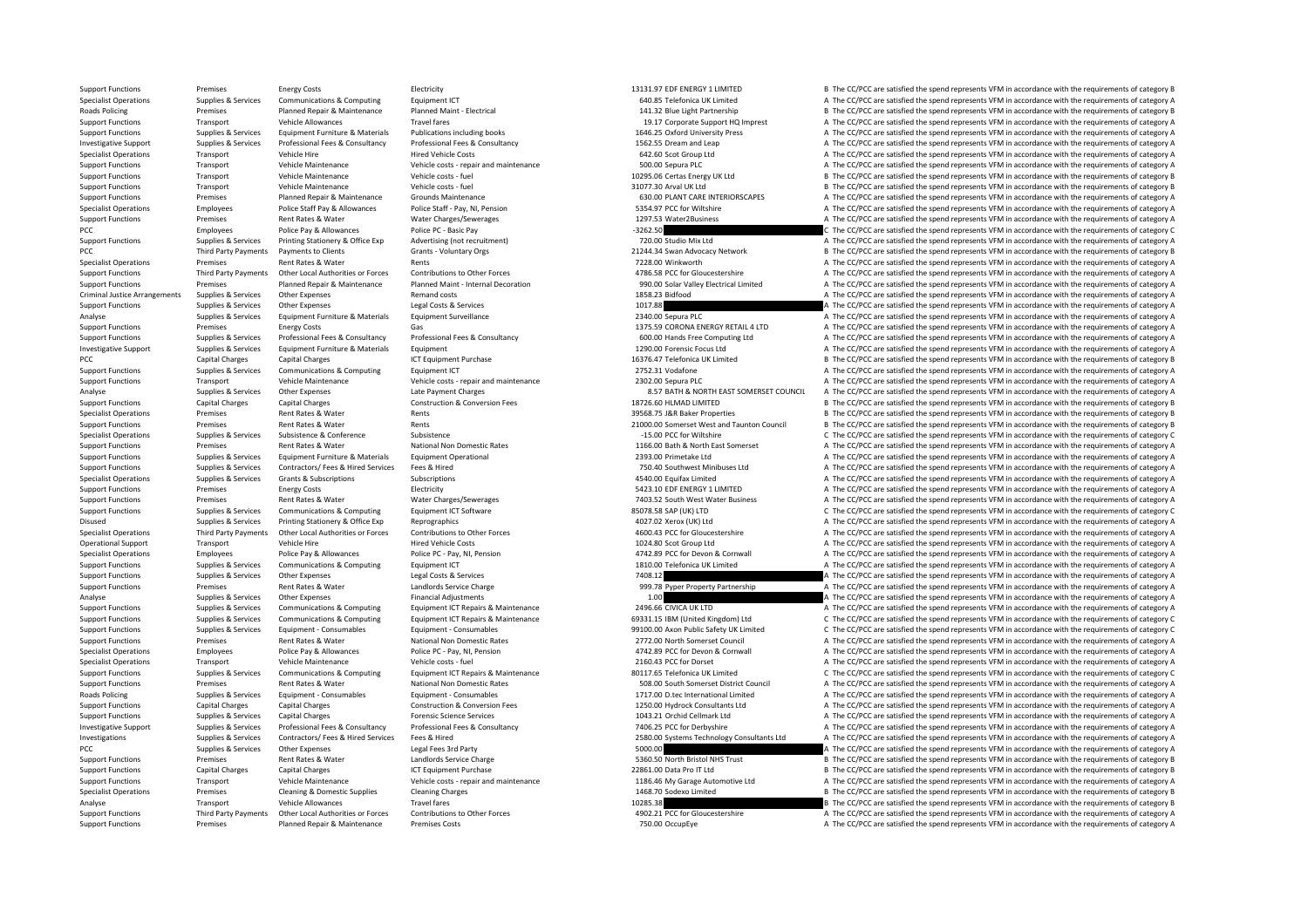| | | | | | | |
|---|---|---|---|---|---|---|
| Support Functions | Premises | Energy Costs | Electricity | 13131.97 | EDF ENERGY 1 LIMITED | B The CC/PCC are satisfied the spend represents VFM in accordance with the requirements of category B |
| Specialist Operations | Supplies & Services | Communications & Computing | Equipment ICT | 640.85 | Telefonica UK Limited | A The CC/PCC are satisfied the spend represents VFM in accordance with the requirements of category A |
| Roads Policing | Premises | Planned Repair & Maintenance | Planned Maint - Electrical | 141.32 | Blue Light Partnership | B The CC/PCC are satisfied the spend represents VFM in accordance with the requirements of category B |
| Support Functions | Transport | Vehicle Allowances | Travel fares | 19.17 | Corporate Support HQ Imprest | A The CC/PCC are satisfied the spend represents VFM in accordance with the requirements of category A |
| Support Functions | Supplies & Services | Equipment Furniture & Materials | Publications including books | 1646.25 | Oxford University Press | A The CC/PCC are satisfied the spend represents VFM in accordance with the requirements of category A |
| Investigative Support | Supplies & Services | Professional Fees & Consultancy | Professional Fees & Consultancy | 1562.55 | Dream and Leap | A The CC/PCC are satisfied the spend represents VFM in accordance with the requirements of category A |
| Specialist Operations | Transport | Vehicle Hire | Hired Vehicle Costs | 642.60 | Scot Group Ltd | A The CC/PCC are satisfied the spend represents VFM in accordance with the requirements of category A |
| Support Functions | Transport | Vehicle Maintenance | Vehicle costs - repair and maintenance | 500.00 | Sepura PLC | A The CC/PCC are satisfied the spend represents VFM in accordance with the requirements of category A |
| Support Functions | Transport | Vehicle Maintenance | Vehicle costs - fuel | 10295.06 | Certas Energy UK Ltd | B The CC/PCC are satisfied the spend represents VFM in accordance with the requirements of category B |
| Support Functions | Transport | Vehicle Maintenance | Vehicle costs - fuel | 31077.30 | Arval UK Ltd | B The CC/PCC are satisfied the spend represents VFM in accordance with the requirements of category B |
| Support Functions | Premises | Planned Repair & Maintenance | Grounds Maintenance | 630.00 | PLANT CARE INTERIORSCAPES | A The CC/PCC are satisfied the spend represents VFM in accordance with the requirements of category A |
| Specialist Operations | Employees | Police Staff Pay & Allowances | Police Staff - Pay, NI, Pension | 5354.97 | PCC for Wiltshire | A The CC/PCC are satisfied the spend represents VFM in accordance with the requirements of category A |
| Support Functions | Premises | Rent Rates & Water | Water Charges/Sewerages | 1297.53 | Water2Business | A The CC/PCC are satisfied the spend represents VFM in accordance with the requirements of category A |
| PCC | Employees | Police Pay & Allowances | Police PC - Basic Pay | -3262.50 | | C The CC/PCC are satisfied the spend represents VFM in accordance with the requirements of category C |
| Support Functions | Supplies & Services | Printing Stationery & Office Exp | Advertising (not recruitment) | 720.00 | Studio Mix Ltd | A The CC/PCC are satisfied the spend represents VFM in accordance with the requirements of category A |
| PCC | Third Party Payments | Payments to Clients | Grants - Voluntary Orgs | 21244.34 | Swan Advocacy Network | B The CC/PCC are satisfied the spend represents VFM in accordance with the requirements of category B |
| Specialist Operations | Premises | Rent Rates & Water | Rents | 7228.00 | Winkworth | A The CC/PCC are satisfied the spend represents VFM in accordance with the requirements of category A |
| Support Functions | Third Party Payments | Other Local Authorities or Forces | Contributions to Other Forces | 4786.58 | PCC for Gloucestershire | A The CC/PCC are satisfied the spend represents VFM in accordance with the requirements of category A |
| Support Functions | Premises | Planned Repair & Maintenance | Planned Maint - Internal Decoration | 990.00 | Solar Valley Electrical Limited | A The CC/PCC are satisfied the spend represents VFM in accordance with the requirements of category A |
| Criminal Justice Arrangements | Supplies & Services | Other Expenses | Remand costs | 1858.23 | Bidfood | A The CC/PCC are satisfied the spend represents VFM in accordance with the requirements of category A |
| Support Functions | Supplies & Services | Other Expenses | Legal Costs & Services | 1017.88 | | A The CC/PCC are satisfied the spend represents VFM in accordance with the requirements of category A |
| Analyse | Supplies & Services | Equipment Furniture & Materials | Equipment Surveillance | 2340.00 | Sepura PLC | A The CC/PCC are satisfied the spend represents VFM in accordance with the requirements of category A |
| Support Functions | Premises | Energy Costs | Gas | 1375.59 | CORONA ENERGY RETAIL 4 LTD | A The CC/PCC are satisfied the spend represents VFM in accordance with the requirements of category A |
| Support Functions | Supplies & Services | Professional Fees & Consultancy | Professional Fees & Consultancy | 600.00 | Hands Free Computing Ltd | A The CC/PCC are satisfied the spend represents VFM in accordance with the requirements of category A |
| Investigative Support | Supplies & Services | Equipment Furniture & Materials | Equipment | 1290.00 | Forensic Focus Ltd | A The CC/PCC are satisfied the spend represents VFM in accordance with the requirements of category A |
| PCC | Capital Charges | Capital Charges | ICT Equipment Purchase | 16376.47 | Telefonica UK Limited | B The CC/PCC are satisfied the spend represents VFM in accordance with the requirements of category B |
| Support Functions | Supplies & Services | Communications & Computing | Equipment ICT | 2752.31 | Vodafone | A The CC/PCC are satisfied the spend represents VFM in accordance with the requirements of category A |
| Support Functions | Transport | Vehicle Maintenance | Vehicle costs - repair and maintenance | 2302.00 | Sepura PLC | A The CC/PCC are satisfied the spend represents VFM in accordance with the requirements of category A |
| Analyse | Supplies & Services | Other Expenses | Late Payment Charges | 8.57 | BATH & NORTH EAST SOMERSET COUNCIL | A The CC/PCC are satisfied the spend represents VFM in accordance with the requirements of category A |
| Support Functions | Capital Charges | Capital Charges | Construction & Conversion Fees | 18726.60 | HLMAD LIMITED | B The CC/PCC are satisfied the spend represents VFM in accordance with the requirements of category B |
| Specialist Operations | Premises | Rent Rates & Water | Rents | 39568.75 | J&R Baker Properties | B The CC/PCC are satisfied the spend represents VFM in accordance with the requirements of category B |
| Support Functions | Premises | Rent Rates & Water | Rents | 21000.00 | Somerset West and Taunton Council | B The CC/PCC are satisfied the spend represents VFM in accordance with the requirements of category B |
| Specialist Operations | Supplies & Services | Subsistence & Conference | Subsistence | -15.00 | PCC for Wiltshire | C The CC/PCC are satisfied the spend represents VFM in accordance with the requirements of category C |
| Support Functions | Premises | Rent Rates & Water | National Non Domestic Rates | 1166.00 | Bath & North East Somerset | A The CC/PCC are satisfied the spend represents VFM in accordance with the requirements of category A |
| Support Functions | Supplies & Services | Equipment Furniture & Materials | Equipment Operational | 2393.00 | Primetake Ltd | A The CC/PCC are satisfied the spend represents VFM in accordance with the requirements of category A |
| Support Functions | Supplies & Services | Contractors/ Fees & Hired Services | Fees & Hired | 750.40 | Southwest Minibuses Ltd | A The CC/PCC are satisfied the spend represents VFM in accordance with the requirements of category A |
| Specialist Operations | Supplies & Services | Grants & Subscriptions | Subscriptions | 4540.00 | Equifax Limited | A The CC/PCC are satisfied the spend represents VFM in accordance with the requirements of category A |
| Support Functions | Premises | Energy Costs | Electricity | 5423.10 | EDF ENERGY 1 LIMITED | A The CC/PCC are satisfied the spend represents VFM in accordance with the requirements of category A |
| Support Functions | Premises | Rent Rates & Water | Water Charges/Sewerages | 7403.52 | South West Water Business | A The CC/PCC are satisfied the spend represents VFM in accordance with the requirements of category A |
| Support Functions | Supplies & Services | Communications & Computing | Equipment ICT Software | 85078.58 | SAP (UK) LTD | C The CC/PCC are satisfied the spend represents VFM in accordance with the requirements of category C |
| Disused | Supplies & Services | Printing Stationery & Office Exp | Reprographics | 4027.02 | Xerox (UK) Ltd | A The CC/PCC are satisfied the spend represents VFM in accordance with the requirements of category A |
| Specialist Operations | Third Party Payments | Other Local Authorities or Forces | Contributions to Other Forces | 4600.43 | PCC for Gloucestershire | A The CC/PCC are satisfied the spend represents VFM in accordance with the requirements of category A |
| Operational Support | Transport | Vehicle Hire | Hired Vehicle Costs | 1024.80 | Scot Group Ltd | A The CC/PCC are satisfied the spend represents VFM in accordance with the requirements of category A |
| Specialist Operations | Employees | Police Pay & Allowances | Police PC - Pay, NI, Pension | 4742.89 | PCC for Devon & Cornwall | A The CC/PCC are satisfied the spend represents VFM in accordance with the requirements of category A |
| Support Functions | Supplies & Services | Communications & Computing | Equipment ICT | 1810.00 | Telefonica UK Limited | A The CC/PCC are satisfied the spend represents VFM in accordance with the requirements of category A |
| Support Functions | Supplies & Services | Other Expenses | Legal Costs & Services | 7408.12 | | A The CC/PCC are satisfied the spend represents VFM in accordance with the requirements of category A |
| Support Functions | Premises | Rent Rates & Water | Landlords Service Charge | 999.78 | Pyper Property Partnership | A The CC/PCC are satisfied the spend represents VFM in accordance with the requirements of category A |
| Analyse | Supplies & Services | Other Expenses | Financial Adjustments | 1.00 | | A The CC/PCC are satisfied the spend represents VFM in accordance with the requirements of category A |
| Support Functions | Supplies & Services | Communications & Computing | Equipment ICT Repairs & Maintenance | 2496.66 | CIVICA UK LTD | A The CC/PCC are satisfied the spend represents VFM in accordance with the requirements of category A |
| Support Functions | Supplies & Services | Communications & Computing | Equipment ICT Repairs & Maintenance | 69331.15 | IBM (United Kingdom) Ltd | C The CC/PCC are satisfied the spend represents VFM in accordance with the requirements of category C |
| Support Functions | Supplies & Services | Equipment - Consumables | Equipment - Consumables | 99100.00 | Axon Public Safety UK Limited | C The CC/PCC are satisfied the spend represents VFM in accordance with the requirements of category C |
| Support Functions | Premises | Rent Rates & Water | National Non Domestic Rates | 2772.00 | North Somerset Council | A The CC/PCC are satisfied the spend represents VFM in accordance with the requirements of category A |
| Specialist Operations | Employees | Police Pay & Allowances | Police PC - Pay, NI, Pension | 4742.89 | PCC for Devon & Cornwall | A The CC/PCC are satisfied the spend represents VFM in accordance with the requirements of category A |
| Specialist Operations | Transport | Vehicle Maintenance | Vehicle costs - fuel | 2160.43 | PCC for Dorset | A The CC/PCC are satisfied the spend represents VFM in accordance with the requirements of category A |
| Support Functions | Supplies & Services | Communications & Computing | Equipment ICT Repairs & Maintenance | 80117.65 | Telefonica UK Limited | C The CC/PCC are satisfied the spend represents VFM in accordance with the requirements of category C |
| Support Functions | Premises | Rent Rates & Water | National Non Domestic Rates | 508.00 | South Somerset District Council | A The CC/PCC are satisfied the spend represents VFM in accordance with the requirements of category A |
| Roads Policing | Supplies & Services | Equipment - Consumables | Equipment - Consumables | 1717.00 | D.tec International Limited | A The CC/PCC are satisfied the spend represents VFM in accordance with the requirements of category A |
| Support Functions | Capital Charges | Capital Charges | Construction & Conversion Fees | 1250.00 | Hydrock Consultants Ltd | A The CC/PCC are satisfied the spend represents VFM in accordance with the requirements of category A |
| Support Functions | Supplies & Services | Capital Charges | Forensic Science Services | 1043.21 | Orchid Cellmark Ltd | A The CC/PCC are satisfied the spend represents VFM in accordance with the requirements of category A |
| Investigative Support | Supplies & Services | Professional Fees & Consultancy | Professional Fees & Consultancy | 7406.25 | PCC for Derbyshire | A The CC/PCC are satisfied the spend represents VFM in accordance with the requirements of category A |
| Investigations | Supplies & Services | Contractors/ Fees & Hired Services | Fees & Hired | 2580.00 | Systems Technology Consultants Ltd | A The CC/PCC are satisfied the spend represents VFM in accordance with the requirements of category A |
| PCC | Supplies & Services | Other Expenses | Legal Fees 3rd Party | 5000.00 | | A The CC/PCC are satisfied the spend represents VFM in accordance with the requirements of category A |
| Support Functions | Premises | Rent Rates & Water | Landlords Service Charge | 5360.50 | North Bristol NHS Trust | B The CC/PCC are satisfied the spend represents VFM in accordance with the requirements of category B |
| Support Functions | Capital Charges | Capital Charges | ICT Equipment Purchase | 22861.00 | Data Pro IT Ltd | B The CC/PCC are satisfied the spend represents VFM in accordance with the requirements of category B |
| Support Functions | Transport | Vehicle Maintenance | Vehicle costs - repair and maintenance | 1186.46 | My Garage Automotive Ltd | A The CC/PCC are satisfied the spend represents VFM in accordance with the requirements of category A |
| Specialist Operations | Premises | Cleaning & Domestic Supplies | Cleaning Charges | 1468.70 | Sodexo Limited | B The CC/PCC are satisfied the spend represents VFM in accordance with the requirements of category B |
| Analyse | Transport | Vehicle Allowances | Travel fares | 10285.38 | | B The CC/PCC are satisfied the spend represents VFM in accordance with the requirements of category B |
| Support Functions | Third Party Payments | Other Local Authorities or Forces | Contributions to Other Forces | 4902.21 | PCC for Gloucestershire | A The CC/PCC are satisfied the spend represents VFM in accordance with the requirements of category A |
| Support Functions | Premises | Planned Repair & Maintenance | Premises Costs | 750.00 | OccupEye | A The CC/PCC are satisfied the spend represents VFM in accordance with the requirements of category A |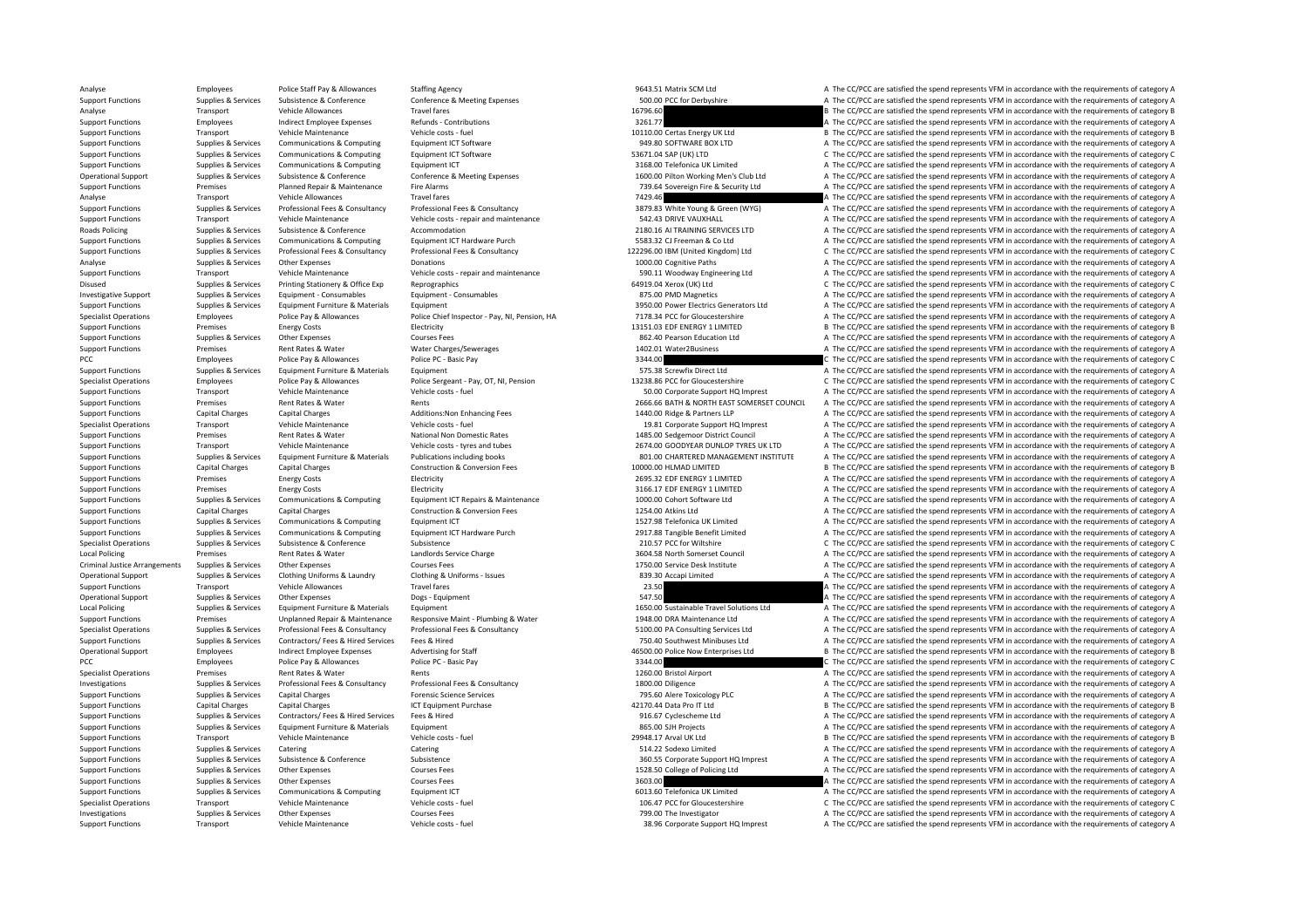| | | | | | | |
|---|---|---|---|---|---|---|
| Analyse | Employees | Police Staff Pay & Allowances | Staffing Agency | 9643.51 | Matrix SCM Ltd | A The CC/PCC are satisfied the spend represents VFM in accordance with the requirements of category A |
| Support Functions | Supplies & Services | Subsistence & Conference | Conference & Meeting Expenses | 500.00 | PCC for Derbyshire | A The CC/PCC are satisfied the spend represents VFM in accordance with the requirements of category A |
| Analyse | Transport | Vehicle Allowances | Travel fares | 16796.60 | | B The CC/PCC are satisfied the spend represents VFM in accordance with the requirements of category B |
| Support Functions | Employees | Indirect Employee Expenses | Refunds - Contributions | 3261.77 | | A The CC/PCC are satisfied the spend represents VFM in accordance with the requirements of category A |
| Support Functions | Transport | Vehicle Maintenance | Vehicle costs - fuel | 10110.00 | Certas Energy UK Ltd | B The CC/PCC are satisfied the spend represents VFM in accordance with the requirements of category B |
| Support Functions | Supplies & Services | Communications & Computing | Equipment ICT Software | 949.80 | SOFTWARE BOX LTD | A The CC/PCC are satisfied the spend represents VFM in accordance with the requirements of category A |
| Support Functions | Supplies & Services | Communications & Computing | Equipment ICT Software | 53671.04 | SAP (UK) LTD | C The CC/PCC are satisfied the spend represents VFM in accordance with the requirements of category C |
| Support Functions | Supplies & Services | Communications & Computing | Equipment ICT | 3168.00 | Telefonica UK Limited | A The CC/PCC are satisfied the spend represents VFM in accordance with the requirements of category A |
| Operational Support | Supplies & Services | Subsistence & Conference | Conference & Meeting Expenses | 1600.00 | Pilton Working Men's Club Ltd | A The CC/PCC are satisfied the spend represents VFM in accordance with the requirements of category A |
| Support Functions | Premises | Planned Repair & Maintenance | Fire Alarms | 739.64 | Sovereign Fire & Security Ltd | A The CC/PCC are satisfied the spend represents VFM in accordance with the requirements of category A |
| Analyse | Transport | Vehicle Allowances | Travel fares | 7429.46 | | A The CC/PCC are satisfied the spend represents VFM in accordance with the requirements of category A |
| Support Functions | Supplies & Services | Professional Fees & Consultancy | Professional Fees & Consultancy | 3879.83 | White Young & Green (WYG) | A The CC/PCC are satisfied the spend represents VFM in accordance with the requirements of category A |
| Support Functions | Transport | Vehicle Maintenance | Vehicle costs - repair and maintenance | 542.43 | DRIVE VAUXHALL | A The CC/PCC are satisfied the spend represents VFM in accordance with the requirements of category A |
| Roads Policing | Supplies & Services | Subsistence & Conference | Accommodation | 2180.16 | AI TRAINING SERVICES LTD | A The CC/PCC are satisfied the spend represents VFM in accordance with the requirements of category A |
| Support Functions | Supplies & Services | Communications & Computing | Equipment ICT Hardware Purch | 5583.32 | CJ Freeman & Co Ltd | A The CC/PCC are satisfied the spend represents VFM in accordance with the requirements of category A |
| Support Functions | Supplies & Services | Professional Fees & Consultancy | Professional Fees & Consultancy | 122296.00 | IBM (United Kingdom) Ltd | C The CC/PCC are satisfied the spend represents VFM in accordance with the requirements of category C |
| Analyse | Supplies & Services | Other Expenses | Donations | 1000.00 | Cognitive Paths | A The CC/PCC are satisfied the spend represents VFM in accordance with the requirements of category A |
| Support Functions | Transport | Vehicle Maintenance | Vehicle costs - repair and maintenance | 590.11 | Woodway Engineering Ltd | A The CC/PCC are satisfied the spend represents VFM in accordance with the requirements of category A |
| Disused | Supplies & Services | Printing Stationery & Office Exp | Reprographics | 64919.04 | Xerox (UK) Ltd | C The CC/PCC are satisfied the spend represents VFM in accordance with the requirements of category C |
| Investigative Support | Supplies & Services | Equipment - Consumables | Equipment - Consumables | 875.00 | PMD Magnetics | A The CC/PCC are satisfied the spend represents VFM in accordance with the requirements of category A |
| Support Functions | Supplies & Services | Equipment Furniture & Materials | Equipment | 3950.00 | Power Electrics Generators Ltd | A The CC/PCC are satisfied the spend represents VFM in accordance with the requirements of category A |
| Specialist Operations | Employees | Police Pay & Allowances | Police Chief Inspector - Pay, NI, Pension, HA | 7178.34 | PCC for Gloucestershire | A The CC/PCC are satisfied the spend represents VFM in accordance with the requirements of category A |
| Support Functions | Premises | Energy Costs | Electricity | 13151.03 | EDF ENERGY 1 LIMITED | B The CC/PCC are satisfied the spend represents VFM in accordance with the requirements of category B |
| Support Functions | Supplies & Services | Other Expenses | Courses Fees | 862.40 | Pearson Education Ltd | A The CC/PCC are satisfied the spend represents VFM in accordance with the requirements of category A |
| Support Functions | Premises | Rent Rates & Water | Water Charges/Sewerages | 1402.01 | Water2Business | A The CC/PCC are satisfied the spend represents VFM in accordance with the requirements of category A |
| PCC | Employees | Police Pay & Allowances | Police PC - Basic Pay | 3344.00 | | C The CC/PCC are satisfied the spend represents VFM in accordance with the requirements of category C |
| Support Functions | Supplies & Services | Equipment Furniture & Materials | Equipment | 575.38 | Screwfix Direct Ltd | A The CC/PCC are satisfied the spend represents VFM in accordance with the requirements of category A |
| Specialist Operations | Employees | Police Pay & Allowances | Police Sergeant - Pay, OT, NI, Pension | 13238.86 | PCC for Gloucestershire | C The CC/PCC are satisfied the spend represents VFM in accordance with the requirements of category C |
| Support Functions | Transport | Vehicle Maintenance | Vehicle costs - fuel | 50.00 | Corporate Support HQ Imprest | A The CC/PCC are satisfied the spend represents VFM in accordance with the requirements of category A |
| Support Functions | Premises | Rent Rates & Water | Rents | 2666.66 | BATH & NORTH EAST SOMERSET COUNCIL | A The CC/PCC are satisfied the spend represents VFM in accordance with the requirements of category A |
| Support Functions | Capital Charges | Capital Charges | Additions:Non Enhancing Fees | 1440.00 | Ridge & Partners LLP | A The CC/PCC are satisfied the spend represents VFM in accordance with the requirements of category A |
| Specialist Operations | Transport | Vehicle Maintenance | Vehicle costs - fuel | 19.81 | Corporate Support HQ Imprest | A The CC/PCC are satisfied the spend represents VFM in accordance with the requirements of category A |
| Support Functions | Premises | Rent Rates & Water | National Non Domestic Rates | 1485.00 | Sedgemoor District Council | A The CC/PCC are satisfied the spend represents VFM in accordance with the requirements of category A |
| Support Functions | Transport | Vehicle Maintenance | Vehicle costs - tyres and tubes | 2674.00 | GOODYEAR DUNLOP TYRES UK LTD | A The CC/PCC are satisfied the spend represents VFM in accordance with the requirements of category A |
| Support Functions | Supplies & Services | Equipment Furniture & Materials | Publications including books | 801.00 | CHARTERED MANAGEMENT INSTITUTE | A The CC/PCC are satisfied the spend represents VFM in accordance with the requirements of category A |
| Support Functions | Capital Charges | Capital Charges | Construction & Conversion Fees | 10000.00 | HLMAD LIMITED | B The CC/PCC are satisfied the spend represents VFM in accordance with the requirements of category B |
| Support Functions | Premises | Energy Costs | Electricity | 2695.32 | EDF ENERGY 1 LIMITED | A The CC/PCC are satisfied the spend represents VFM in accordance with the requirements of category A |
| Support Functions | Premises | Energy Costs | Electricity | 3166.17 | EDF ENERGY 1 LIMITED | A The CC/PCC are satisfied the spend represents VFM in accordance with the requirements of category A |
| Support Functions | Supplies & Services | Communications & Computing | Equipment ICT Repairs & Maintenance | 1000.00 | Cohort Software Ltd | A The CC/PCC are satisfied the spend represents VFM in accordance with the requirements of category A |
| Support Functions | Capital Charges | Capital Charges | Construction & Conversion Fees | 1254.00 | Atkins Ltd | A The CC/PCC are satisfied the spend represents VFM in accordance with the requirements of category A |
| Support Functions | Supplies & Services | Communications & Computing | Equipment ICT | 1527.98 | Telefonica UK Limited | A The CC/PCC are satisfied the spend represents VFM in accordance with the requirements of category A |
| Support Functions | Supplies & Services | Communications & Computing | Equipment ICT Hardware Purch | 2917.88 | Tangible Benefit Limited | A The CC/PCC are satisfied the spend represents VFM in accordance with the requirements of category A |
| Specialist Operations | Supplies & Services | Subsistence & Conference | Subsistence | 210.57 | PCC for Wiltshire | C The CC/PCC are satisfied the spend represents VFM in accordance with the requirements of category C |
| Local Policing | Premises | Rent Rates & Water | Landlords Service Charge | 3604.58 | North Somerset Council | A The CC/PCC are satisfied the spend represents VFM in accordance with the requirements of category A |
| Criminal Justice Arrangements | Supplies & Services | Other Expenses | Courses Fees | 1750.00 | Service Desk Institute | A The CC/PCC are satisfied the spend represents VFM in accordance with the requirements of category A |
| Operational Support | Supplies & Services | Clothing Uniforms & Laundry | Clothing & Uniforms - Issues | 839.30 | Accapi Limited | A The CC/PCC are satisfied the spend represents VFM in accordance with the requirements of category A |
| Support Functions | Transport | Vehicle Allowances | Travel fares | 23.50 | | A The CC/PCC are satisfied the spend represents VFM in accordance with the requirements of category A |
| Operational Support | Supplies & Services | Other Expenses | Dogs - Equipment | 547.50 | | A The CC/PCC are satisfied the spend represents VFM in accordance with the requirements of category A |
| Local Policing | Supplies & Services | Equipment Furniture & Materials | Equipment | 1650.00 | Sustainable Travel Solutions Ltd | A The CC/PCC are satisfied the spend represents VFM in accordance with the requirements of category A |
| Support Functions | Premises | Unplanned Repair & Maintenance | Responsive Maint - Plumbing & Water | 1948.00 | DRA Maintenance Ltd | A The CC/PCC are satisfied the spend represents VFM in accordance with the requirements of category A |
| Specialist Operations | Supplies & Services | Professional Fees & Consultancy | Professional Fees & Consultancy | 5100.00 | PA Consulting Services Ltd | A The CC/PCC are satisfied the spend represents VFM in accordance with the requirements of category A |
| Support Functions | Supplies & Services | Contractors/ Fees & Hired Services | Fees & Hired | 750.40 | Southwest Minibuses Ltd | A The CC/PCC are satisfied the spend represents VFM in accordance with the requirements of category A |
| Operational Support | Employees | Indirect Employee Expenses | Advertising for Staff | 46500.00 | Police Now Enterprises Ltd | B The CC/PCC are satisfied the spend represents VFM in accordance with the requirements of category B |
| PCC | Employees | Police Pay & Allowances | Police PC - Basic Pay | 3344.00 | | C The CC/PCC are satisfied the spend represents VFM in accordance with the requirements of category C |
| Specialist Operations | Premises | Rent Rates & Water | Rents | 1260.00 | Bristol Airport | A The CC/PCC are satisfied the spend represents VFM in accordance with the requirements of category A |
| Investigations | Supplies & Services | Professional Fees & Consultancy | Professional Fees & Consultancy | 1800.00 | Diligence | A The CC/PCC are satisfied the spend represents VFM in accordance with the requirements of category A |
| Support Functions | Supplies & Services | Capital Charges | Forensic Science Services | 795.60 | Alere Toxicology PLC | A The CC/PCC are satisfied the spend represents VFM in accordance with the requirements of category A |
| Support Functions | Capital Charges | Capital Charges | ICT Equipment Purchase | 42170.44 | Data Pro IT Ltd | B The CC/PCC are satisfied the spend represents VFM in accordance with the requirements of category B |
| Support Functions | Supplies & Services | Contractors/ Fees & Hired Services | Fees & Hired | 916.67 | Cyclescheme Ltd | A The CC/PCC are satisfied the spend represents VFM in accordance with the requirements of category A |
| Support Functions | Supplies & Services | Equipment Furniture & Materials | Equipment | 865.00 | SJH Projects | A The CC/PCC are satisfied the spend represents VFM in accordance with the requirements of category A |
| Support Functions | Transport | Vehicle Maintenance | Vehicle costs - fuel | 29948.17 | Arval UK Ltd | B The CC/PCC are satisfied the spend represents VFM in accordance with the requirements of category B |
| Support Functions | Supplies & Services | Catering | Catering | 514.22 | Sodexo Limited | A The CC/PCC are satisfied the spend represents VFM in accordance with the requirements of category A |
| Support Functions | Supplies & Services | Subsistence & Conference | Subsistence | 360.55 | Corporate Support HQ Imprest | A The CC/PCC are satisfied the spend represents VFM in accordance with the requirements of category A |
| Support Functions | Supplies & Services | Other Expenses | Courses Fees | 1528.50 | College of Policing Ltd | A The CC/PCC are satisfied the spend represents VFM in accordance with the requirements of category A |
| Support Functions | Supplies & Services | Other Expenses | Courses Fees | 3603.00 | | A The CC/PCC are satisfied the spend represents VFM in accordance with the requirements of category A |
| Support Functions | Supplies & Services | Communications & Computing | Equipment ICT | 6013.60 | Telefonica UK Limited | A The CC/PCC are satisfied the spend represents VFM in accordance with the requirements of category A |
| Specialist Operations | Transport | Vehicle Maintenance | Vehicle costs - fuel | 106.47 | PCC for Gloucestershire | C The CC/PCC are satisfied the spend represents VFM in accordance with the requirements of category C |
| Investigations | Supplies & Services | Other Expenses | Courses Fees | 799.00 | The Investigator | A The CC/PCC are satisfied the spend represents VFM in accordance with the requirements of category A |
| Support Functions | Transport | Vehicle Maintenance | Vehicle costs - fuel | 38.96 | Corporate Support HQ Imprest | A The CC/PCC are satisfied the spend represents VFM in accordance with the requirements of category A |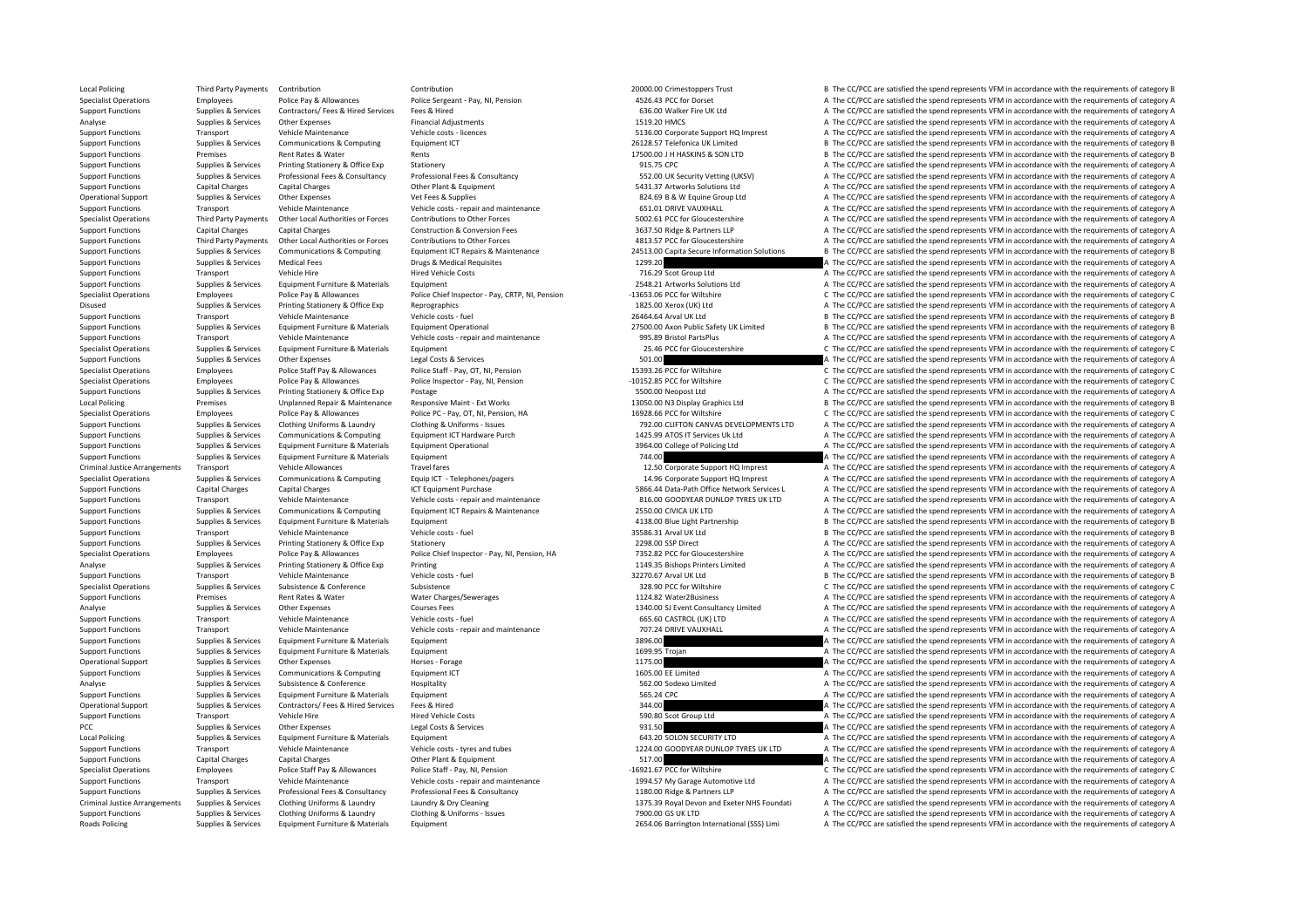| | | | | | | |
|---|---|---|---|---|---|---|
| Local Policing | Third Party Payments | Contribution | Contribution | 20000.00 | Crimestoppers Trust | B The CC/PCC are satisfied the spend represents VFM in accordance with the requirements of category B |
| Specialist Operations | Employees | Police Pay & Allowances | Police Sergeant - Pay, NI, Pension | 4526.43 | PCC for Dorset | A The CC/PCC are satisfied the spend represents VFM in accordance with the requirements of category A |
| Support Functions | Supplies & Services | Contractors/ Fees & Hired Services | Fees & Hired | 636.00 | Walker Fire UK Ltd | A The CC/PCC are satisfied the spend represents VFM in accordance with the requirements of category A |
| Analyse | Supplies & Services | Other Expenses | Financial Adjustments | 1519.20 | HMCS | A The CC/PCC are satisfied the spend represents VFM in accordance with the requirements of category A |
| Support Functions | Transport | Vehicle Maintenance | Vehicle costs - licences | 5136.00 | Corporate Support HQ Imprest | A The CC/PCC are satisfied the spend represents VFM in accordance with the requirements of category A |
| Support Functions | Supplies & Services | Communications & Computing | Equipment ICT | 26128.57 | Telefonica UK Limited | B The CC/PCC are satisfied the spend represents VFM in accordance with the requirements of category B |
| Support Functions | Premises | Rent Rates & Water | Rents | 17500.00 | J H HASKINS & SON LTD | B The CC/PCC are satisfied the spend represents VFM in accordance with the requirements of category B |
| Support Functions | Supplies & Services | Printing Stationery & Office Exp | Stationery | 915.75 | CPC | A The CC/PCC are satisfied the spend represents VFM in accordance with the requirements of category A |
| Support Functions | Supplies & Services | Professional Fees & Consultancy | Professional Fees & Consultancy | 552.00 | UK Security Vetting (UKSV) | A The CC/PCC are satisfied the spend represents VFM in accordance with the requirements of category A |
| Support Functions | Capital Charges | Capital Charges | Other Plant & Equipment | 5431.37 | Artworks Solutions Ltd | A The CC/PCC are satisfied the spend represents VFM in accordance with the requirements of category A |
| Operational Support | Supplies & Services | Other Expenses | Vet Fees & Supplies | 824.69 | B & W Equine Group Ltd | A The CC/PCC are satisfied the spend represents VFM in accordance with the requirements of category A |
| Support Functions | Transport | Vehicle Maintenance | Vehicle costs - repair and maintenance | 651.01 | DRIVE VAUXHALL | A The CC/PCC are satisfied the spend represents VFM in accordance with the requirements of category A |
| Specialist Operations | Third Party Payments | Other Local Authorities or Forces | Contributions to Other Forces | 5002.61 | PCC for Gloucestershire | A The CC/PCC are satisfied the spend represents VFM in accordance with the requirements of category A |
| Support Functions | Capital Charges | Capital Charges | Construction & Conversion Fees | 3637.50 | Ridge & Partners LLP | A The CC/PCC are satisfied the spend represents VFM in accordance with the requirements of category A |
| Support Functions | Third Party Payments | Other Local Authorities or Forces | Contributions to Other Forces | 4813.57 | PCC for Gloucestershire | A The CC/PCC are satisfied the spend represents VFM in accordance with the requirements of category A |
| Support Functions | Supplies & Services | Communications & Computing | Equipment ICT Repairs & Maintenance | 24513.00 | Capita Secure Information Solutions | B The CC/PCC are satisfied the spend represents VFM in accordance with the requirements of category B |
| Support Functions | Supplies & Services | Medical Fees | Drugs & Medical Requisites | 1299.20 | | A The CC/PCC are satisfied the spend represents VFM in accordance with the requirements of category A |
| Support Functions | Transport | Vehicle Hire | Hired Vehicle Costs | 716.29 | Scot Group Ltd | A The CC/PCC are satisfied the spend represents VFM in accordance with the requirements of category A |
| Support Functions | Supplies & Services | Equipment Furniture & Materials | Equipment | 2548.21 | Artworks Solutions Ltd | A The CC/PCC are satisfied the spend represents VFM in accordance with the requirements of category A |
| Specialist Operations | Employees | Police Pay & Allowances | Police Chief Inspector - Pay, CRTP, NI, Pension | -13653.06 | PCC for Wiltshire | C The CC/PCC are satisfied the spend represents VFM in accordance with the requirements of category C |
| Disused | Supplies & Services | Printing Stationery & Office Exp | Reprographics | 1825.00 | Xerox (UK) Ltd | A The CC/PCC are satisfied the spend represents VFM in accordance with the requirements of category A |
| Support Functions | Transport | Vehicle Maintenance | Vehicle costs - fuel | 26464.64 | Arval UK Ltd | B The CC/PCC are satisfied the spend represents VFM in accordance with the requirements of category B |
| Support Functions | Supplies & Services | Equipment Furniture & Materials | Equipment Operational | 27500.00 | Axon Public Safety UK Limited | B The CC/PCC are satisfied the spend represents VFM in accordance with the requirements of category B |
| Support Functions | Transport | Vehicle Maintenance | Vehicle costs - repair and maintenance | 995.89 | Bristol PartsPlus | A The CC/PCC are satisfied the spend represents VFM in accordance with the requirements of category A |
| Specialist Operations | Supplies & Services | Equipment Furniture & Materials | Equipment | 25.46 | PCC for Gloucestershire | C The CC/PCC are satisfied the spend represents VFM in accordance with the requirements of category C |
| Support Functions | Supplies & Services | Other Expenses | Legal Costs & Services | 501.00 | | A The CC/PCC are satisfied the spend represents VFM in accordance with the requirements of category A |
| Specialist Operations | Employees | Police Staff Pay & Allowances | Police Staff - Pay, OT, NI, Pension | 15393.26 | PCC for Wiltshire | C The CC/PCC are satisfied the spend represents VFM in accordance with the requirements of category C |
| Specialist Operations | Employees | Police Pay & Allowances | Police Inspector - Pay, NI, Pension | -10152.85 | PCC for Wiltshire | C The CC/PCC are satisfied the spend represents VFM in accordance with the requirements of category C |
| Support Functions | Supplies & Services | Printing Stationery & Office Exp | Postage | 5500.00 | Neopost Ltd | A The CC/PCC are satisfied the spend represents VFM in accordance with the requirements of category A |
| Local Policing | Premises | Unplanned Repair & Maintenance | Responsive Maint - Ext Works | 13050.00 | N3 Display Graphics Ltd | B The CC/PCC are satisfied the spend represents VFM in accordance with the requirements of category B |
| Specialist Operations | Employees | Police Pay & Allowances | Police PC - Pay, OT, NI, Pension, HA | 16928.66 | PCC for Wiltshire | C The CC/PCC are satisfied the spend represents VFM in accordance with the requirements of category C |
| Support Functions | Supplies & Services | Clothing Uniforms & Laundry | Clothing & Uniforms - Issues | 792.00 | CLIFTON CANVAS DEVELOPMENTS LTD | A The CC/PCC are satisfied the spend represents VFM in accordance with the requirements of category A |
| Support Functions | Supplies & Services | Communications & Computing | Equipment ICT Hardware Purch | 1425.99 | ATOS IT Services Uk Ltd | A The CC/PCC are satisfied the spend represents VFM in accordance with the requirements of category A |
| Support Functions | Supplies & Services | Equipment Furniture & Materials | Equipment Operational | 3964.00 | College of Policing Ltd | A The CC/PCC are satisfied the spend represents VFM in accordance with the requirements of category A |
| Support Functions | Supplies & Services | Equipment Furniture & Materials | Equipment | 744.00 | | A The CC/PCC are satisfied the spend represents VFM in accordance with the requirements of category A |
| Criminal Justice Arrangements | Transport | Vehicle Allowances | Travel fares | 12.50 | Corporate Support HQ Imprest | A The CC/PCC are satisfied the spend represents VFM in accordance with the requirements of category A |
| Specialist Operations | Supplies & Services | Communications & Computing | Equip ICT - Telephones/pagers | 14.96 | Corporate Support HQ Imprest | A The CC/PCC are satisfied the spend represents VFM in accordance with the requirements of category A |
| Support Functions | Capital Charges | Capital Charges | ICT Equipment Purchase | 5866.44 | Data-Path Office Network Services L | A The CC/PCC are satisfied the spend represents VFM in accordance with the requirements of category A |
| Support Functions | Transport | Vehicle Maintenance | Vehicle costs - repair and maintenance | 816.00 | GOODYEAR DUNLOP TYRES UK LTD | A The CC/PCC are satisfied the spend represents VFM in accordance with the requirements of category A |
| Support Functions | Supplies & Services | Communications & Computing | Equipment ICT Repairs & Maintenance | 2550.00 | CIVICA UK LTD | A The CC/PCC are satisfied the spend represents VFM in accordance with the requirements of category A |
| Support Functions | Supplies & Services | Equipment Furniture & Materials | Equipment | 4138.00 | Blue Light Partnership | B The CC/PCC are satisfied the spend represents VFM in accordance with the requirements of category B |
| Support Functions | Transport | Vehicle Maintenance | Vehicle costs - fuel | 35586.31 | Arval UK Ltd | B The CC/PCC are satisfied the spend represents VFM in accordance with the requirements of category B |
| Support Functions | Supplies & Services | Printing Stationery & Office Exp | Stationery | 2298.00 | SSP Direct | A The CC/PCC are satisfied the spend represents VFM in accordance with the requirements of category A |
| Specialist Operations | Employees | Police Pay & Allowances | Police Chief Inspector - Pay, NI, Pension, HA | 7352.82 | PCC for Gloucestershire | A The CC/PCC are satisfied the spend represents VFM in accordance with the requirements of category A |
| Analyse | Supplies & Services | Printing Stationery & Office Exp | Printing | 1149.35 | Bishops Printers Limited | A The CC/PCC are satisfied the spend represents VFM in accordance with the requirements of category A |
| Support Functions | Transport | Vehicle Maintenance | Vehicle costs - fuel | 32270.67 | Arval UK Ltd | B The CC/PCC are satisfied the spend represents VFM in accordance with the requirements of category B |
| Specialist Operations | Supplies & Services | Subsistence & Conference | Subsistence | 328.90 | PCC for Wiltshire | C The CC/PCC are satisfied the spend represents VFM in accordance with the requirements of category C |
| Support Functions | Premises | Rent Rates & Water | Water Charges/Sewerages | 1124.82 | Water2Business | A The CC/PCC are satisfied the spend represents VFM in accordance with the requirements of category A |
| Analyse | Supplies & Services | Other Expenses | Courses Fees | 1340.00 | SJ Event Consultancy Limited | A The CC/PCC are satisfied the spend represents VFM in accordance with the requirements of category A |
| Support Functions | Transport | Vehicle Maintenance | Vehicle costs - fuel | 665.60 | CASTROL (UK) LTD | A The CC/PCC are satisfied the spend represents VFM in accordance with the requirements of category A |
| Support Functions | Transport | Vehicle Maintenance | Vehicle costs - repair and maintenance | 707.24 | DRIVE VAUXHALL | A The CC/PCC are satisfied the spend represents VFM in accordance with the requirements of category A |
| Support Functions | Supplies & Services | Equipment Furniture & Materials | Equipment | 3896.00 | | A The CC/PCC are satisfied the spend represents VFM in accordance with the requirements of category A |
| Support Functions | Supplies & Services | Equipment Furniture & Materials | Equipment | 1699.95 | Trojan | A The CC/PCC are satisfied the spend represents VFM in accordance with the requirements of category A |
| Operational Support | Supplies & Services | Other Expenses | Horses - Forage | 1175.00 | | A The CC/PCC are satisfied the spend represents VFM in accordance with the requirements of category A |
| Support Functions | Supplies & Services | Communications & Computing | Equipment ICT | 1605.00 | EE Limited | A The CC/PCC are satisfied the spend represents VFM in accordance with the requirements of category A |
| Analyse | Supplies & Services | Subsistence & Conference | Hospitality | 562.00 | Sodexo Limited | A The CC/PCC are satisfied the spend represents VFM in accordance with the requirements of category A |
| Support Functions | Supplies & Services | Equipment Furniture & Materials | Equipment | 565.24 | CPC | A The CC/PCC are satisfied the spend represents VFM in accordance with the requirements of category A |
| Operational Support | Supplies & Services | Contractors/ Fees & Hired Services | Fees & Hired | 344.00 | | A The CC/PCC are satisfied the spend represents VFM in accordance with the requirements of category A |
| Support Functions | Transport | Vehicle Hire | Hired Vehicle Costs | 590.80 | Scot Group Ltd | A The CC/PCC are satisfied the spend represents VFM in accordance with the requirements of category A |
| PCC | Supplies & Services | Other Expenses | Legal Costs & Services | 931.50 | | A The CC/PCC are satisfied the spend represents VFM in accordance with the requirements of category A |
| Local Policing | Supplies & Services | Equipment Furniture & Materials | Equipment | 643.20 | SOLON SECURITY LTD | A The CC/PCC are satisfied the spend represents VFM in accordance with the requirements of category A |
| Support Functions | Transport | Vehicle Maintenance | Vehicle costs - tyres and tubes | 1224.00 | GOODYEAR DUNLOP TYRES UK LTD | A The CC/PCC are satisfied the spend represents VFM in accordance with the requirements of category A |
| Support Functions | Capital Charges | Capital Charges | Other Plant & Equipment | 517.00 | | A The CC/PCC are satisfied the spend represents VFM in accordance with the requirements of category A |
| Specialist Operations | Employees | Police Staff Pay & Allowances | Police Staff - Pay, NI, Pension | -16921.67 | PCC for Wiltshire | C The CC/PCC are satisfied the spend represents VFM in accordance with the requirements of category C |
| Support Functions | Transport | Vehicle Maintenance | Vehicle costs - repair and maintenance | 1994.57 | My Garage Automotive Ltd | A The CC/PCC are satisfied the spend represents VFM in accordance with the requirements of category A |
| Support Functions | Supplies & Services | Professional Fees & Consultancy | Professional Fees & Consultancy | 1180.00 | Ridge & Partners LLP | A The CC/PCC are satisfied the spend represents VFM in accordance with the requirements of category A |
| Criminal Justice Arrangements | Supplies & Services | Clothing Uniforms & Laundry | Laundry & Dry Cleaning | 1375.39 | Royal Devon and Exeter NHS Foundati | A The CC/PCC are satisfied the spend represents VFM in accordance with the requirements of category A |
| Support Functions | Supplies & Services | Clothing Uniforms & Laundry | Clothing & Uniforms - Issues | 7900.00 | GS UK LTD | A The CC/PCC are satisfied the spend represents VFM in accordance with the requirements of category A |
| Roads Policing | Supplies & Services | Equipment Furniture & Materials | Equipment | 2654.06 | Barrington International (SSS) Limi | A The CC/PCC are satisfied the spend represents VFM in accordance with the requirements of category A |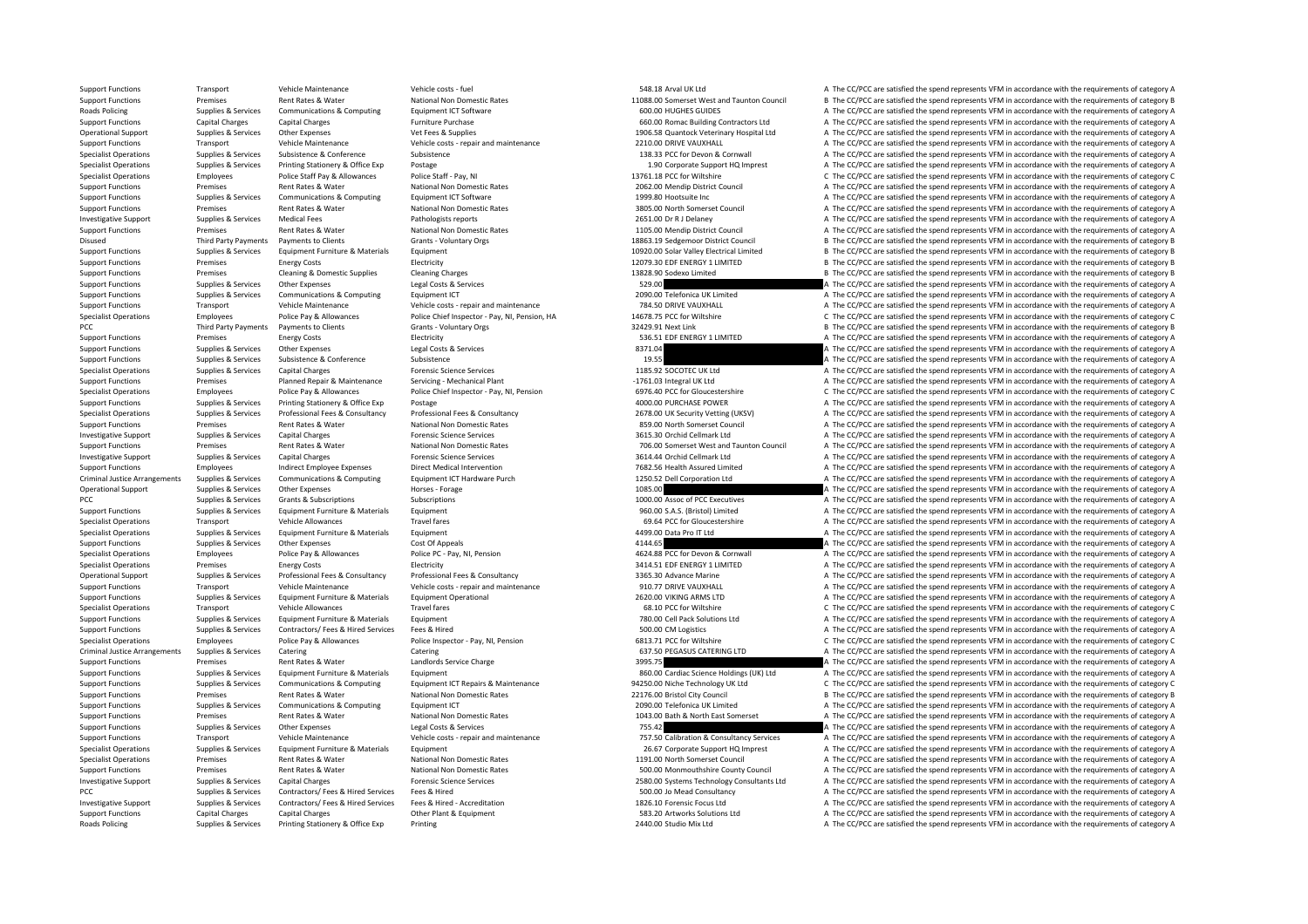| | | | | | | | |
|---|---|---|---|---|---|---|---|
| Support Functions | Transport | Vehicle Maintenance | Vehicle costs - fuel | 548.18 | Arval UK Ltd | A | The CC/PCC are satisfied the spend represents VFM in accordance with the requirements of category A |
| Support Functions | Premises | Rent Rates & Water | National Non Domestic Rates | 11088.00 | Somerset West and Taunton Council | B | The CC/PCC are satisfied the spend represents VFM in accordance with the requirements of category B |
| Roads Policing | Supplies & Services | Communications & Computing | Equipment ICT Software | 600.00 | HUGHES GUIDES | A | The CC/PCC are satisfied the spend represents VFM in accordance with the requirements of category A |
| Support Functions | Capital Charges | Capital Charges | Furniture Purchase | 660.00 | Romac Building Contractors Ltd | A | The CC/PCC are satisfied the spend represents VFM in accordance with the requirements of category A |
| Operational Support | Supplies & Services | Other Expenses | Vet Fees & Supplies | 1906.58 | Quantock Veterinary Hospital Ltd | A | The CC/PCC are satisfied the spend represents VFM in accordance with the requirements of category A |
| Support Functions | Transport | Vehicle Maintenance | Vehicle costs - repair and maintenance | 2210.00 | DRIVE VAUXHALL | A | The CC/PCC are satisfied the spend represents VFM in accordance with the requirements of category A |
| Specialist Operations | Supplies & Services | Subsistence & Conference | Subsistence | 138.33 | PCC for Devon & Cornwall | A | The CC/PCC are satisfied the spend represents VFM in accordance with the requirements of category A |
| Specialist Operations | Supplies & Services | Printing Stationery & Office Exp | Postage | 1.90 | Corporate Support HQ Imprest | A | The CC/PCC are satisfied the spend represents VFM in accordance with the requirements of category A |
| Specialist Operations | Employees | Police Staff Pay & Allowances | Police Staff - Pay, NI | 13761.18 | PCC for Wiltshire | C | The CC/PCC are satisfied the spend represents VFM in accordance with the requirements of category C |
| Support Functions | Premises | Rent Rates & Water | National Non Domestic Rates | 2062.00 | Mendip District Council | A | The CC/PCC are satisfied the spend represents VFM in accordance with the requirements of category A |
| Support Functions | Supplies & Services | Communications & Computing | Equipment ICT Software | 1999.80 | Hootsuite Inc | A | The CC/PCC are satisfied the spend represents VFM in accordance with the requirements of category A |
| Support Functions | Premises | Rent Rates & Water | National Non Domestic Rates | 3805.00 | North Somerset Council | A | The CC/PCC are satisfied the spend represents VFM in accordance with the requirements of category A |
| Investigative Support | Supplies & Services | Medical Fees | Pathologists reports | 2651.00 | Dr R J Delaney | A | The CC/PCC are satisfied the spend represents VFM in accordance with the requirements of category A |
| Support Functions | Premises | Rent Rates & Water | National Non Domestic Rates | 1105.00 | Mendip District Council | A | The CC/PCC are satisfied the spend represents VFM in accordance with the requirements of category A |
| Disused | Third Party Payments | Payments to Clients | Grants - Voluntary Orgs | 18863.19 | Sedgemoor District Council | B | The CC/PCC are satisfied the spend represents VFM in accordance with the requirements of category B |
| Support Functions | Supplies & Services | Equipment Furniture & Materials | Equipment | 10920.00 | Solar Valley Electrical Limited | B | The CC/PCC are satisfied the spend represents VFM in accordance with the requirements of category B |
| Support Functions | Premises | Energy Costs | Electricity | 12079.30 | EDF ENERGY 1 LIMITED | B | The CC/PCC are satisfied the spend represents VFM in accordance with the requirements of category B |
| Support Functions | Premises | Cleaning & Domestic Supplies | Cleaning Charges | 13828.90 | Sodexo Limited | B | The CC/PCC are satisfied the spend represents VFM in accordance with the requirements of category B |
| Support Functions | Supplies & Services | Other Expenses | Legal Costs & Services | 529.00 | | A | The CC/PCC are satisfied the spend represents VFM in accordance with the requirements of category A |
| Support Functions | Supplies & Services | Communications & Computing | Equipment ICT | 2090.00 | Telefonica UK Limited | A | The CC/PCC are satisfied the spend represents VFM in accordance with the requirements of category A |
| Support Functions | Transport | Vehicle Maintenance | Vehicle costs - repair and maintenance | 784.50 | DRIVE VAUXHALL | A | The CC/PCC are satisfied the spend represents VFM in accordance with the requirements of category A |
| Specialist Operations | Employees | Police Pay & Allowances | Police Chief Inspector - Pay, NI, Pension, HA | 14678.75 | PCC for Wiltshire | C | The CC/PCC are satisfied the spend represents VFM in accordance with the requirements of category C |
| PCC | Third Party Payments | Payments to Clients | Grants - Voluntary Orgs | 32429.91 | Next Link | B | The CC/PCC are satisfied the spend represents VFM in accordance with the requirements of category B |
| Support Functions | Premises | Energy Costs | Electricity | 536.51 | EDF ENERGY 1 LIMITED | A | The CC/PCC are satisfied the spend represents VFM in accordance with the requirements of category A |
| Support Functions | Supplies & Services | Other Expenses | Legal Costs & Services | 8371.04 | | A | The CC/PCC are satisfied the spend represents VFM in accordance with the requirements of category A |
| Support Functions | Supplies & Services | Subsistence & Conference | Subsistence | 19.55 | | A | The CC/PCC are satisfied the spend represents VFM in accordance with the requirements of category A |
| Specialist Operations | Supplies & Services | Capital Charges | Forensic Science Services | 1185.92 | SOCOTEC UK Ltd | A | The CC/PCC are satisfied the spend represents VFM in accordance with the requirements of category A |
| Support Functions | Premises | Planned Repair & Maintenance | Servicing - Mechanical Plant | -1761.03 | Integral UK Ltd | A | The CC/PCC are satisfied the spend represents VFM in accordance with the requirements of category A |
| Specialist Operations | Employees | Police Pay & Allowances | Police Chief Inspector - Pay, NI, Pension | 6976.40 | PCC for Gloucestershire | C | The CC/PCC are satisfied the spend represents VFM in accordance with the requirements of category C |
| Support Functions | Supplies & Services | Printing Stationery & Office Exp | Postage | 4000.00 | PURCHASE POWER | A | The CC/PCC are satisfied the spend represents VFM in accordance with the requirements of category A |
| Specialist Operations | Supplies & Services | Professional Fees & Consultancy | Professional Fees & Consultancy | 2678.00 | UK Security Vetting (UKSV) | A | The CC/PCC are satisfied the spend represents VFM in accordance with the requirements of category A |
| Support Functions | Premises | Rent Rates & Water | National Non Domestic Rates | 859.00 | North Somerset Council | A | The CC/PCC are satisfied the spend represents VFM in accordance with the requirements of category A |
| Investigative Support | Supplies & Services | Capital Charges | Forensic Science Services | 3615.30 | Orchid Cellmark Ltd | A | The CC/PCC are satisfied the spend represents VFM in accordance with the requirements of category A |
| Support Functions | Premises | Rent Rates & Water | National Non Domestic Rates | 706.00 | Somerset West and Taunton Council | A | The CC/PCC are satisfied the spend represents VFM in accordance with the requirements of category A |
| Investigative Support | Supplies & Services | Capital Charges | Forensic Science Services | 3614.44 | Orchid Cellmark Ltd | A | The CC/PCC are satisfied the spend represents VFM in accordance with the requirements of category A |
| Support Functions | Employees | Indirect Employee Expenses | Direct Medical Intervention | 7682.56 | Health Assured Limited | A | The CC/PCC are satisfied the spend represents VFM in accordance with the requirements of category A |
| Criminal Justice Arrangements | Supplies & Services | Communications & Computing | Equipment ICT Hardware Purch | 1250.52 | Dell Corporation Ltd | A | The CC/PCC are satisfied the spend represents VFM in accordance with the requirements of category A |
| Operational Support | Supplies & Services | Other Expenses | Horses - Forage | 1085.00 | | A | The CC/PCC are satisfied the spend represents VFM in accordance with the requirements of category A |
| PCC | Supplies & Services | Grants & Subscriptions | Subscriptions | 1000.00 | Assoc of PCC Executives | A | The CC/PCC are satisfied the spend represents VFM in accordance with the requirements of category A |
| Support Functions | Supplies & Services | Equipment Furniture & Materials | Equipment | 960.00 | S.A.S. (Bristol) Limited | A | The CC/PCC are satisfied the spend represents VFM in accordance with the requirements of category A |
| Specialist Operations | Transport | Vehicle Allowances | Travel fares | 69.64 | PCC for Gloucestershire | A | The CC/PCC are satisfied the spend represents VFM in accordance with the requirements of category A |
| Specialist Operations | Supplies & Services | Equipment Furniture & Materials | Equipment | 4499.00 | Data Pro IT Ltd | A | The CC/PCC are satisfied the spend represents VFM in accordance with the requirements of category A |
| Support Functions | Supplies & Services | Other Expenses | Cost Of Appeals | 4144.65 | | A | The CC/PCC are satisfied the spend represents VFM in accordance with the requirements of category A |
| Specialist Operations | Employees | Police Pay & Allowances | Police PC - Pay, NI, Pension | 4624.88 | PCC for Devon & Cornwall | A | The CC/PCC are satisfied the spend represents VFM in accordance with the requirements of category A |
| Specialist Operations | Premises | Energy Costs | Electricity | 3414.51 | EDF ENERGY 1 LIMITED | A | The CC/PCC are satisfied the spend represents VFM in accordance with the requirements of category A |
| Operational Support | Supplies & Services | Professional Fees & Consultancy | Professional Fees & Consultancy | 3365.30 | Advance Marine | A | The CC/PCC are satisfied the spend represents VFM in accordance with the requirements of category A |
| Support Functions | Transport | Vehicle Maintenance | Vehicle costs - repair and maintenance | 910.77 | DRIVE VAUXHALL | A | The CC/PCC are satisfied the spend represents VFM in accordance with the requirements of category A |
| Support Functions | Supplies & Services | Equipment Furniture & Materials | Equipment Operational | 2620.00 | VIKING ARMS LTD | A | The CC/PCC are satisfied the spend represents VFM in accordance with the requirements of category A |
| Specialist Operations | Transport | Vehicle Allowances | Travel fares | 68.10 | PCC for Wiltshire | C | The CC/PCC are satisfied the spend represents VFM in accordance with the requirements of category C |
| Support Functions | Supplies & Services | Equipment Furniture & Materials | Equipment | 780.00 | Cell Pack Solutions Ltd | A | The CC/PCC are satisfied the spend represents VFM in accordance with the requirements of category A |
| Support Functions | Supplies & Services | Contractors/ Fees & Hired Services | Fees & Hired | 500.00 | CM Logistics | A | The CC/PCC are satisfied the spend represents VFM in accordance with the requirements of category A |
| Specialist Operations | Employees | Police Pay & Allowances | Police Inspector - Pay, NI, Pension | 6813.71 | PCC for Wiltshire | C | The CC/PCC are satisfied the spend represents VFM in accordance with the requirements of category C |
| Criminal Justice Arrangements | Supplies & Services | Catering | Catering | 637.50 | PEGASUS CATERING LTD | A | The CC/PCC are satisfied the spend represents VFM in accordance with the requirements of category A |
| Support Functions | Premises | Rent Rates & Water | Landlords Service Charge | 3995.75 | | A | The CC/PCC are satisfied the spend represents VFM in accordance with the requirements of category A |
| Support Functions | Supplies & Services | Equipment Furniture & Materials | Equipment | 860.00 | Cardiac Science Holdings (UK) Ltd | A | The CC/PCC are satisfied the spend represents VFM in accordance with the requirements of category A |
| Support Functions | Supplies & Services | Communications & Computing | Equipment ICT Repairs & Maintenance | 94250.00 | Niche Technology UK Ltd | C | The CC/PCC are satisfied the spend represents VFM in accordance with the requirements of category C |
| Support Functions | Premises | Rent Rates & Water | National Non Domestic Rates | 22176.00 | Bristol City Council | B | The CC/PCC are satisfied the spend represents VFM in accordance with the requirements of category B |
| Support Functions | Supplies & Services | Communications & Computing | Equipment ICT | 2090.00 | Telefonica UK Limited | A | The CC/PCC are satisfied the spend represents VFM in accordance with the requirements of category A |
| Support Functions | Premises | Rent Rates & Water | National Non Domestic Rates | 1043.00 | Bath & North East Somerset | A | The CC/PCC are satisfied the spend represents VFM in accordance with the requirements of category A |
| Support Functions | Supplies & Services | Other Expenses | Legal Costs & Services | 755.42 | | A | The CC/PCC are satisfied the spend represents VFM in accordance with the requirements of category A |
| Support Functions | Transport | Vehicle Maintenance | Vehicle costs - repair and maintenance | 757.50 | Calibration & Consultancy Services | A | The CC/PCC are satisfied the spend represents VFM in accordance with the requirements of category A |
| Specialist Operations | Supplies & Services | Equipment Furniture & Materials | Equipment | 26.67 | Corporate Support HQ Imprest | A | The CC/PCC are satisfied the spend represents VFM in accordance with the requirements of category A |
| Specialist Operations | Premises | Rent Rates & Water | National Non Domestic Rates | 1191.00 | North Somerset Council | A | The CC/PCC are satisfied the spend represents VFM in accordance with the requirements of category A |
| Support Functions | Premises | Rent Rates & Water | National Non Domestic Rates | 500.00 | Monmouthshire County Council | A | The CC/PCC are satisfied the spend represents VFM in accordance with the requirements of category A |
| Investigative Support | Supplies & Services | Capital Charges | Forensic Science Services | 2580.00 | Systems Technology Consultants Ltd | A | The CC/PCC are satisfied the spend represents VFM in accordance with the requirements of category A |
| PCC | Supplies & Services | Contractors/ Fees & Hired Services | Fees & Hired | 500.00 | Jo Mead Consultancy | A | The CC/PCC are satisfied the spend represents VFM in accordance with the requirements of category A |
| Investigative Support | Supplies & Services | Contractors/ Fees & Hired Services | Fees & Hired - Accreditation | 1826.10 | Forensic Focus Ltd | A | The CC/PCC are satisfied the spend represents VFM in accordance with the requirements of category A |
| Support Functions | Capital Charges | Capital Charges | Other Plant & Equipment | 583.20 | Artworks Solutions Ltd | A | The CC/PCC are satisfied the spend represents VFM in accordance with the requirements of category A |
| Roads Policing | Supplies & Services | Printing Stationery & Office Exp | Printing | 2440.00 | Studio Mix Ltd | A | The CC/PCC are satisfied the spend represents VFM in accordance with the requirements of category A |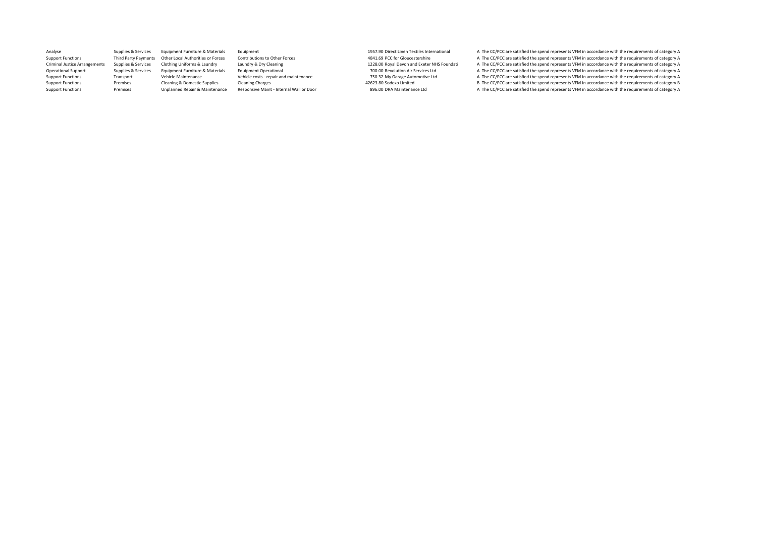| | | | | | | | |
|---|---|---|---|---|---|---|---|
| Analyse | Supplies & Services | Equipment Furniture & Materials | Equipment | 1957.90 | Direct Linen Textiles International | A | The CC/PCC are satisfied the spend represents VFM in accordance with the requirements of category A |
| Support Functions | Third Party Payments | Other Local Authorities or Forces | Contributions to Other Forces | 4841.69 | PCC for Gloucestershire | A | The CC/PCC are satisfied the spend represents VFM in accordance with the requirements of category A |
| Criminal Justice Arrangements | Supplies & Services | Clothing Uniforms & Laundry | Laundry & Dry Cleaning | 1228.00 | Royal Devon and Exeter NHS Foundati | A | The CC/PCC are satisfied the spend represents VFM in accordance with the requirements of category A |
| Operational Support | Supplies & Services | Equipment Furniture & Materials | Equipment Operational | 700.00 | Revolution Air Services Ltd | A | The CC/PCC are satisfied the spend represents VFM in accordance with the requirements of category A |
| Support Functions | Transport | Vehicle Maintenance | Vehicle costs - repair and maintenance | 750.32 | My Garage Automotive Ltd | A | The CC/PCC are satisfied the spend represents VFM in accordance with the requirements of category A |
| Support Functions | Premises | Cleaning & Domestic Supplies | Cleaning Charges | 42623.80 | Sodexo Limited | B | The CC/PCC are satisfied the spend represents VFM in accordance with the requirements of category B |
| Support Functions | Premises | Unplanned Repair & Maintenance | Responsive Maint - Internal Wall or Door | 896.00 | DRA Maintenance Ltd | A | The CC/PCC are satisfied the spend represents VFM in accordance with the requirements of category A |